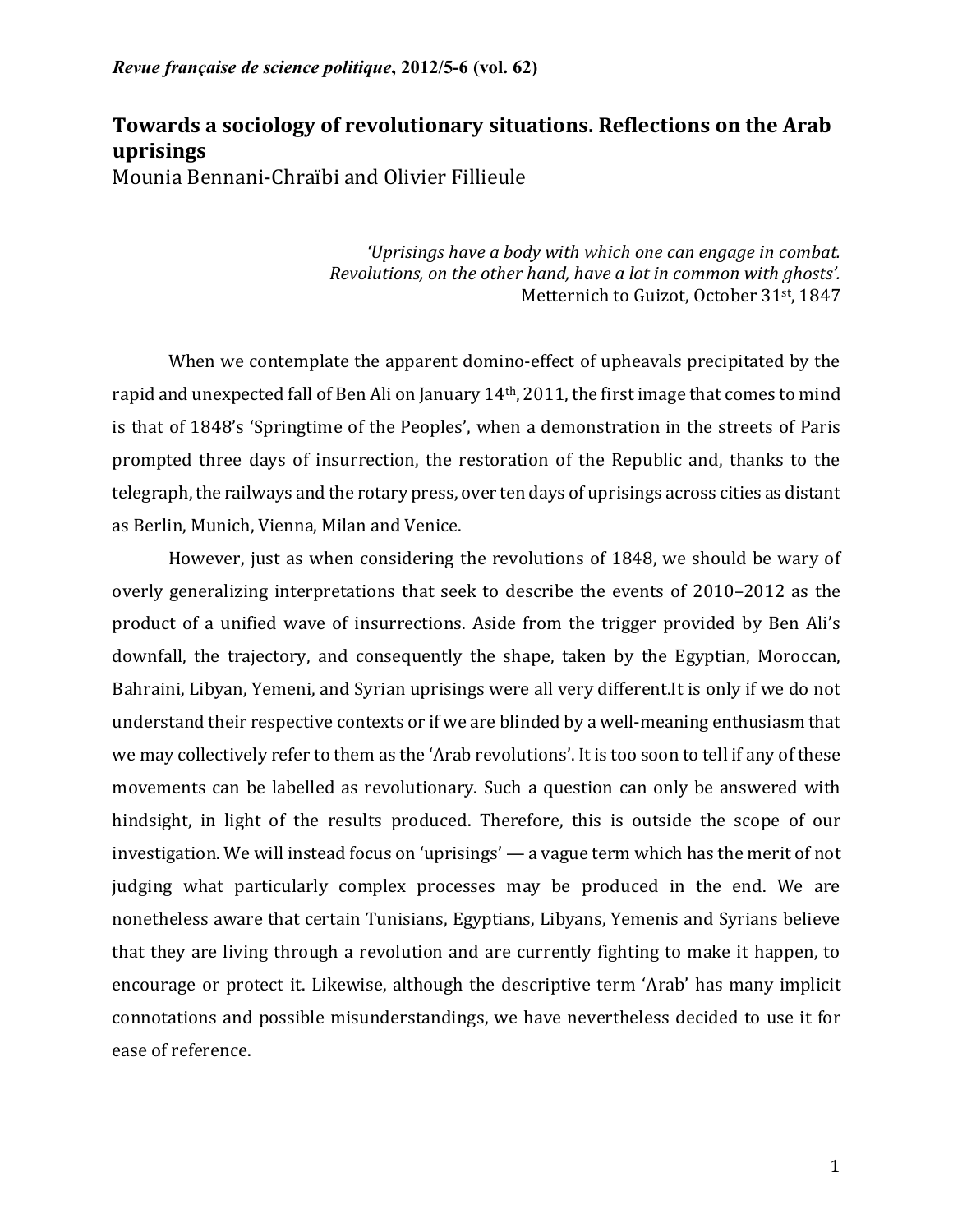*Revue française de science politique*, **2012/5-6 (vol. 62)**

# Towards a sociology of revolutionary situations. Reflections on the Arab uprisings

Mounia Bennani-Chraïbi and Olivier Fillieule

> *'Uprisings have a body with which one can engage in combat. Revolutions, on the other hand, have a lot in common with ghosts'.*
> Metternich to Guizot, October 31st, 1847

When we contemplate the apparent domino-effect of upheavals precipitated by the rapid and unexpected fall of Ben Ali on January 14th, 2011, the first image that comes to mind is that of 1848's 'Springtime of the Peoples', when a demonstration in the streets of Paris prompted three days of insurrection, the restoration of the Republic and, thanks to the telegraph, the railways and the rotary press, over ten days of uprisings across cities as distant as Berlin, Munich, Vienna, Milan and Venice.

However, just as when considering the revolutions of 1848, we should be wary of overly generalizing interpretations that seek to describe the events of 2010–2012 as the product of a unified wave of insurrections. Aside from the trigger provided by Ben Ali's downfall, the trajectory, and consequently the shape, taken by the Egyptian, Moroccan, Bahraini, Libyan, Yemeni, and Syrian uprisings were all very different.It is only if we do not understand their respective contexts or if we are blinded by a well-meaning enthusiasm that we may collectively refer to them as the 'Arab revolutions'. It is too soon to tell if any of these movements can be labelled as revolutionary. Such a question can only be answered with hindsight, in light of the results produced. Therefore, this is outside the scope of our investigation. We will instead focus on 'uprisings' — a vague term which has the merit of not judging what particularly complex processes may be produced in the end. We are nonetheless aware that certain Tunisians, Egyptians, Libyans, Yemenis and Syrians believe that they are living through a revolution and are currently fighting to make it happen, to encourage or protect it. Likewise, although the descriptive term 'Arab' has many implicit connotations and possible misunderstandings, we have nevertheless decided to use it for ease of reference.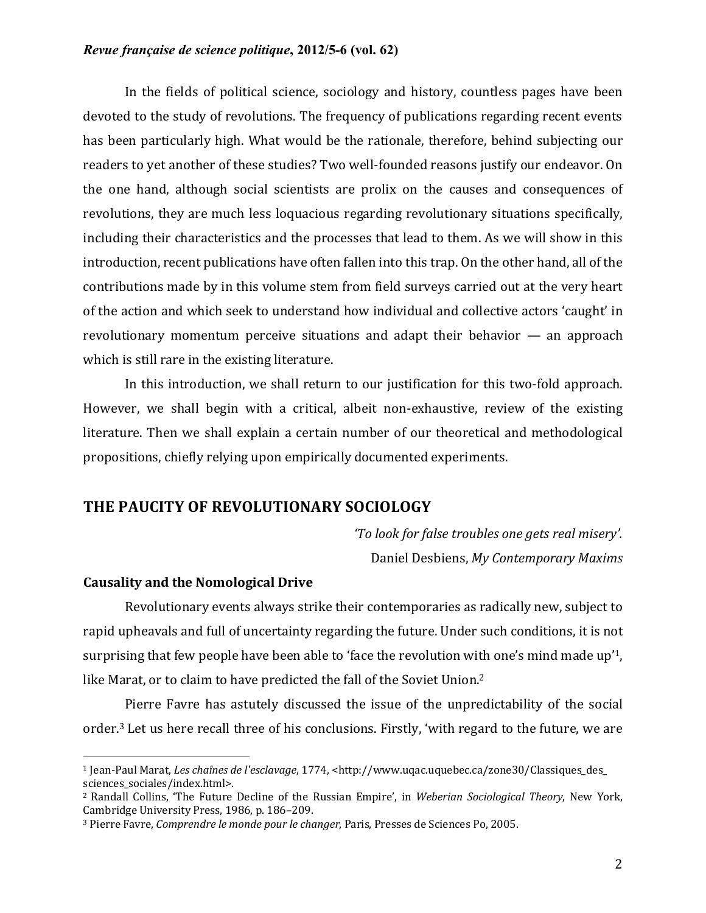In the fields of political science, sociology and history, countless pages have been devoted to the study of revolutions. The frequency of publications regarding recent events has been particularly high. What would be the rationale, therefore, behind subjecting our readers to yet another of these studies? Two well-founded reasons justify our endeavor. On the one hand, although social scientists are prolix on the causes and consequences of revolutions, they are much less loquacious regarding revolutionary situations specifically, including their characteristics and the processes that lead to them. As we will show in this introduction, recent publications have often fallen into this trap. On the other hand, all of the contributions made by in this volume stem from field surveys carried out at the very heart of the action and which seek to understand how individual and collective actors 'caught' in revolutionary momentum perceive situations and adapt their behavior — an approach which is still rare in the existing literature.

In this introduction, we shall return to our justification for this two-fold approach. However, we shall begin with a critical, albeit non-exhaustive, review of the existing literature. Then we shall explain a certain number of our theoretical and methodological propositions, chiefly relying upon empirically documented experiments.

## THE PAUCITY OF REVOLUTIONARY SOCIOLOGY

*'To look for false troubles one gets real misery'.*
Daniel Desbiens, *My Contemporary Maxims*

### Causality and the Nomological Drive

Revolutionary events always strike their contemporaries as radically new, subject to rapid upheavals and full of uncertainty regarding the future. Under such conditions, it is not surprising that few people have been able to 'face the revolution with one's mind made up'[1], like Marat, or to claim to have predicted the fall of the Soviet Union.[2]

Pierre Favre has astutely discussed the issue of the unpredictability of the social order.[3] Let us here recall three of his conclusions. Firstly, 'with regard to the future, we are

---

[1] Jean-Paul Marat, *Les chaînes de l'esclavage*, 1774, <http://www.uqac.uquebec.ca/zone30/Classiques_des_sciences_sociales/index.html>.

[2] Randall Collins, 'The Future Decline of the Russian Empire', in *Weberian Sociological Theory*, New York, Cambridge University Press, 1986, p. 186–209.

[3] Pierre Favre, *Comprendre le monde pour le changer*, Paris, Presses de Sciences Po, 2005.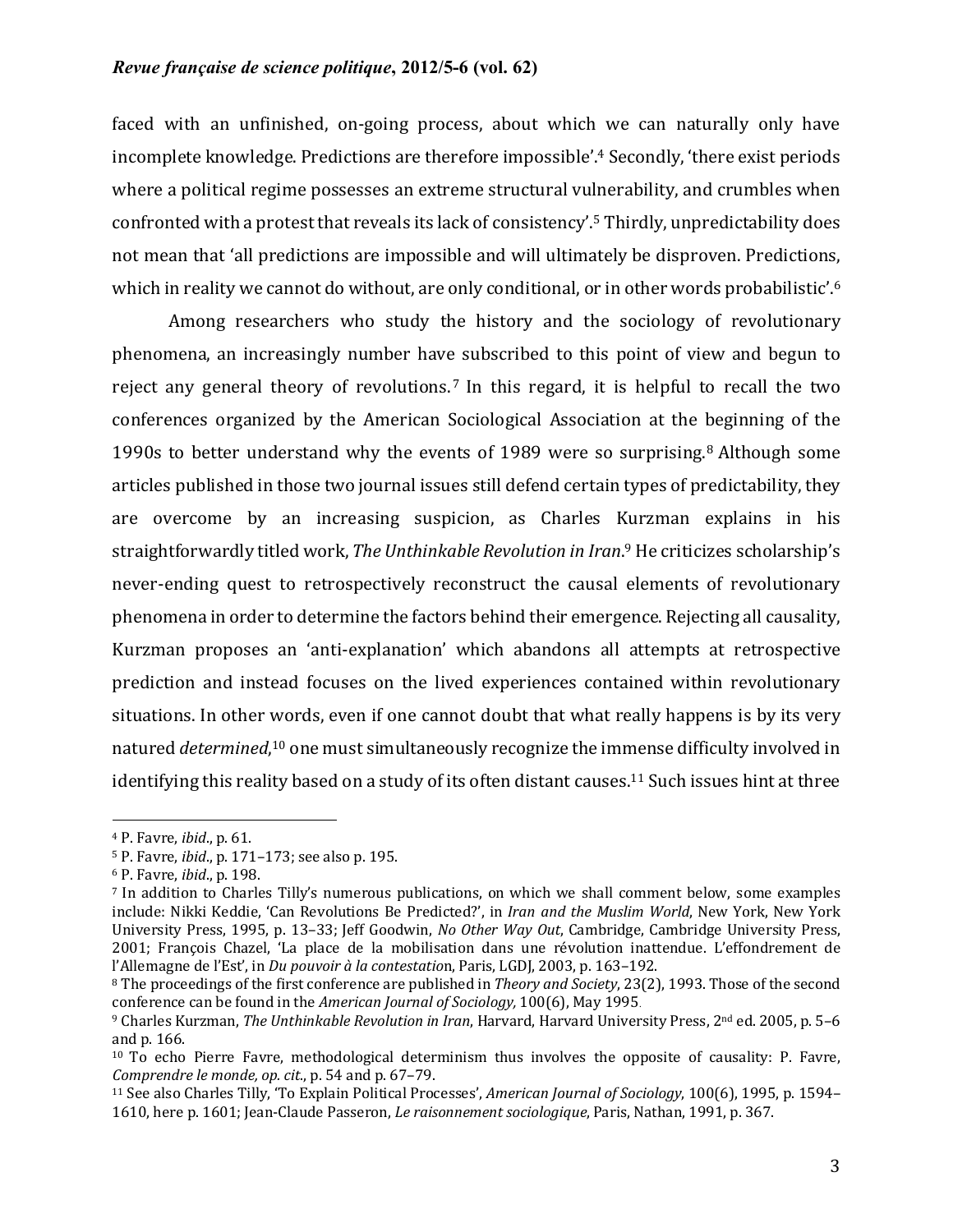faced with an unfinished, on-going process, about which we can naturally only have incomplete knowledge. Predictions are therefore impossible'.[4] Secondly, 'there exist periods where a political regime possesses an extreme structural vulnerability, and crumbles when confronted with a protest that reveals its lack of consistency'.[5] Thirdly, unpredictability does not mean that 'all predictions are impossible and will ultimately be disproven. Predictions, which in reality we cannot do without, are only conditional, or in other words probabilistic'.[6]

Among researchers who study the history and the sociology of revolutionary phenomena, an increasingly number have subscribed to this point of view and begun to reject any general theory of revolutions.[7] In this regard, it is helpful to recall the two conferences organized by the American Sociological Association at the beginning of the 1990s to better understand why the events of 1989 were so surprising.[8] Although some articles published in those two journal issues still defend certain types of predictability, they are overcome by an increasing suspicion, as Charles Kurzman explains in his straightforwardly titled work, *The Unthinkable Revolution in Iran*.[9] He criticizes scholarship's never-ending quest to retrospectively reconstruct the causal elements of revolutionary phenomena in order to determine the factors behind their emergence. Rejecting all causality, Kurzman proposes an 'anti-explanation' which abandons all attempts at retrospective prediction and instead focuses on the lived experiences contained within revolutionary situations. In other words, even if one cannot doubt that what really happens is by its very natured *determined*,[10] one must simultaneously recognize the immense difficulty involved in identifying this reality based on a study of its often distant causes.[11] Such issues hint at three

---

[4] P. Favre, *ibid*., p. 61.

[5] P. Favre, *ibid*., p. 171–173; see also p. 195.

[6] P. Favre, *ibid*., p. 198.

[7] In addition to Charles Tilly's numerous publications, on which we shall comment below, some examples include: Nikki Keddie, 'Can Revolutions Be Predicted?', in *Iran and the Muslim World*, New York, New York University Press, 1995, p. 13–33; Jeff Goodwin, *No Other Way Out*, Cambridge, Cambridge University Press, 2001; François Chazel, 'La place de la mobilisation dans une révolution inattendue. L'effondrement de l'Allemagne de l'Est', in *Du pouvoir à la contestation*, Paris, LGDJ, 2003, p. 163–192.

[8] The proceedings of the first conference are published in *Theory and Society*, 23(2), 1993. Those of the second conference can be found in the *American Journal of Sociology,* 100(6), May 1995.

[9] Charles Kurzman, *The Unthinkable Revolution in Iran*, Harvard, Harvard University Press, 2nd ed. 2005, p. 5–6 and p. 166.

[10] To echo Pierre Favre, methodological determinism thus involves the opposite of causality: P. Favre, *Comprendre le monde, op. cit*., p. 54 and p. 67–79.

[11] See also Charles Tilly, 'To Explain Political Processes', *American Journal of Sociology*, 100(6), 1995, p. 1594–1610, here p. 1601; Jean-Claude Passeron, *Le raisonnement sociologique*, Paris, Nathan, 1991, p. 367.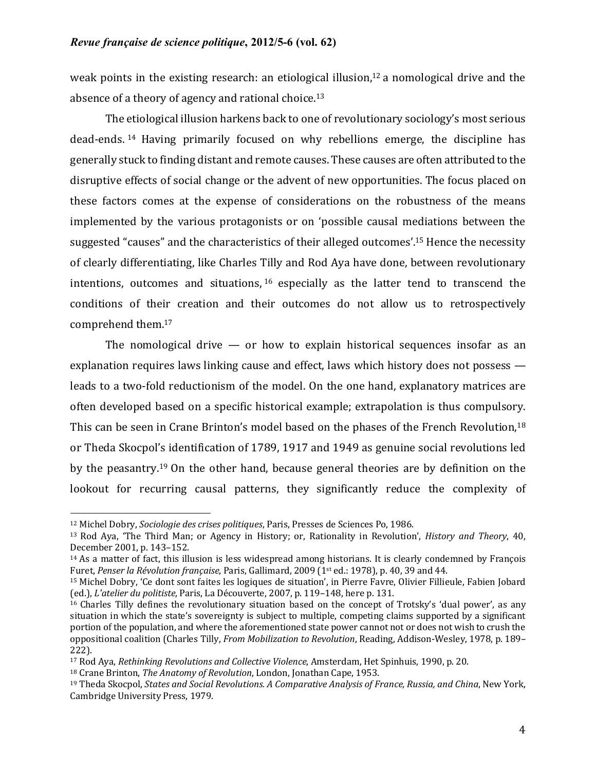weak points in the existing research: an etiological illusion,[12] a nomological drive and the absence of a theory of agency and rational choice.[13]

The etiological illusion harkens back to one of revolutionary sociology's most serious dead-ends.[14] Having primarily focused on why rebellions emerge, the discipline has generally stuck to finding distant and remote causes. These causes are often attributed to the disruptive effects of social change or the advent of new opportunities. The focus placed on these factors comes at the expense of considerations on the robustness of the means implemented by the various protagonists or on 'possible causal mediations between the suggested "causes" and the characteristics of their alleged outcomes'.[15] Hence the necessity of clearly differentiating, like Charles Tilly and Rod Aya have done, between revolutionary intentions, outcomes and situations,[16] especially as the latter tend to transcend the conditions of their creation and their outcomes do not allow us to retrospectively comprehend them.[17]

The nomological drive — or how to explain historical sequences insofar as an explanation requires laws linking cause and effect, laws which history does not possess — leads to a two-fold reductionism of the model. On the one hand, explanatory matrices are often developed based on a specific historical example; extrapolation is thus compulsory. This can be seen in Crane Brinton's model based on the phases of the French Revolution,[18] or Theda Skocpol's identification of 1789, 1917 and 1949 as genuine social revolutions led by the peasantry.[19] On the other hand, because general theories are by definition on the lookout for recurring causal patterns, they significantly reduce the complexity of

---

[12] Michel Dobry, *Sociologie des crises politiques*, Paris, Presses de Sciences Po, 1986.

[13] Rod Aya, 'The Third Man; or Agency in History; or, Rationality in Revolution', *History and Theory*, 40, December 2001, p. 143–152.

[14] As a matter of fact, this illusion is less widespread among historians. It is clearly condemned by François Furet, *Penser la Révolution française*, Paris, Gallimard, 2009 (1st ed.: 1978), p. 40, 39 and 44.

[15] Michel Dobry, 'Ce dont sont faites les logiques de situation', in Pierre Favre, Olivier Fillieule, Fabien Jobard (ed.), *L'atelier du politiste*, Paris, La Découverte, 2007, p. 119–148, here p. 131.

[16] Charles Tilly defines the revolutionary situation based on the concept of Trotsky's 'dual power', as any situation in which the state's sovereignty is subject to multiple, competing claims supported by a significant portion of the population, and where the aforementioned state power cannot not or does not wish to crush the oppositional coalition (Charles Tilly, *From Mobilization to Revolution*, Reading, Addison-Wesley, 1978, p. 189–222).

[17] Rod Aya, *Rethinking Revolutions and Collective Violence*, Amsterdam, Het Spinhuis, 1990, p. 20.

[18] Crane Brinton, *The Anatomy of Revolution*, London, Jonathan Cape, 1953.

[19] Theda Skocpol, *States and Social Revolutions. A Comparative Analysis of France, Russia, and China*, New York, Cambridge University Press, 1979.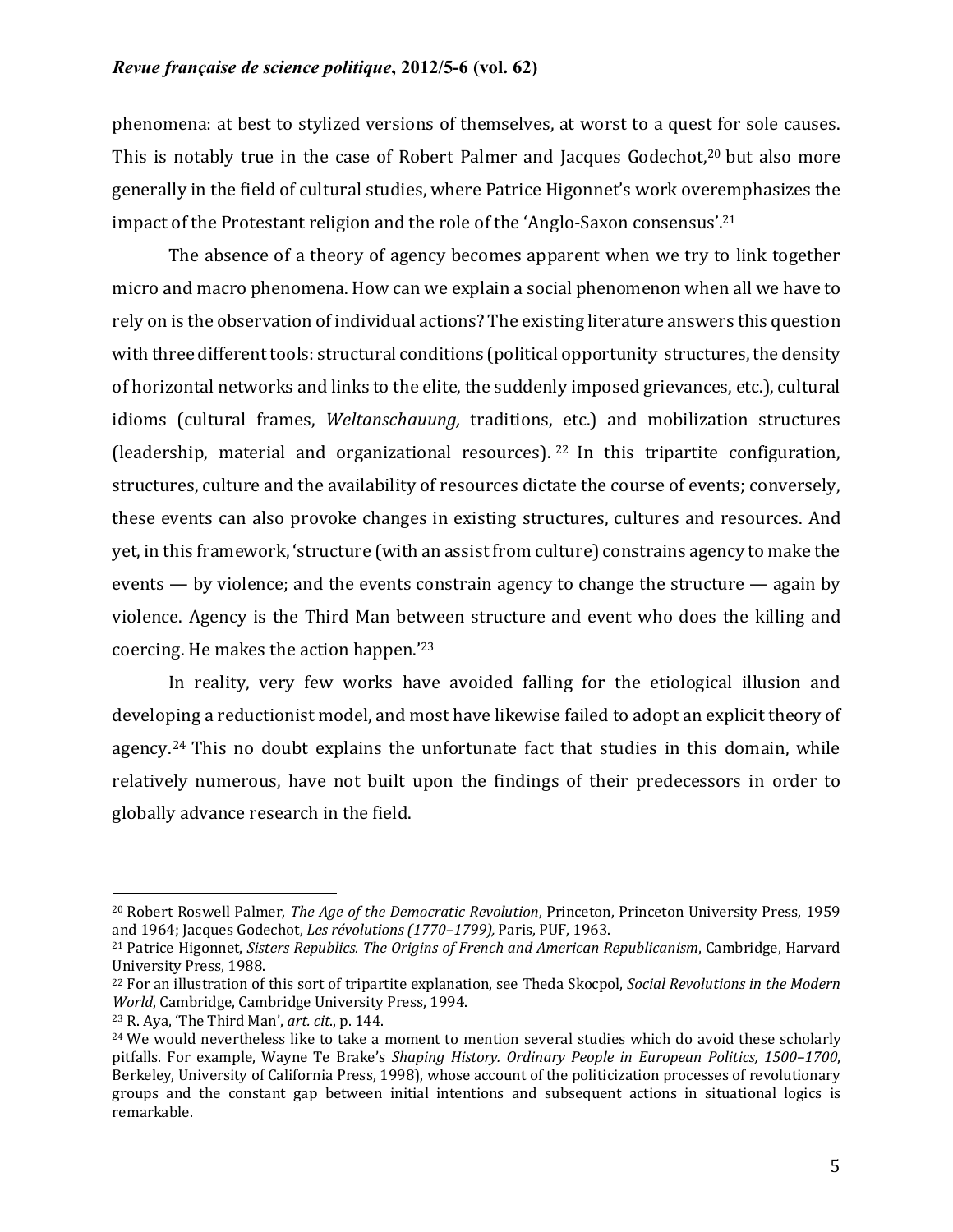phenomena: at best to stylized versions of themselves, at worst to a quest for sole causes. This is notably true in the case of Robert Palmer and Jacques Godechot,[20] but also more generally in the field of cultural studies, where Patrice Higonnet's work overemphasizes the impact of the Protestant religion and the role of the 'Anglo-Saxon consensus'.[21]

The absence of a theory of agency becomes apparent when we try to link together micro and macro phenomena. How can we explain a social phenomenon when all we have to rely on is the observation of individual actions? The existing literature answers this question with three different tools: structural conditions (political opportunity structures, the density of horizontal networks and links to the elite, the suddenly imposed grievances, etc.), cultural idioms (cultural frames, *Weltanschauung,* traditions, etc.) and mobilization structures (leadership, material and organizational resources).[22] In this tripartite configuration, structures, culture and the availability of resources dictate the course of events; conversely, these events can also provoke changes in existing structures, cultures and resources. And yet, in this framework, 'structure (with an assist from culture) constrains agency to make the events — by violence; and the events constrain agency to change the structure — again by violence. Agency is the Third Man between structure and event who does the killing and coercing. He makes the action happen.'[23]

In reality, very few works have avoided falling for the etiological illusion and developing a reductionist model, and most have likewise failed to adopt an explicit theory of agency.[24] This no doubt explains the unfortunate fact that studies in this domain, while relatively numerous, have not built upon the findings of their predecessors in order to globally advance research in the field.

---

[20] Robert Roswell Palmer, *The Age of the Democratic Revolution*, Princeton, Princeton University Press, 1959 and 1964; Jacques Godechot, *Les révolutions (1770–1799),* Paris, PUF, 1963.

[21] Patrice Higonnet, *Sisters Republics. The Origins of French and American Republicanism*, Cambridge, Harvard University Press, 1988.

[22] For an illustration of this sort of tripartite explanation, see Theda Skocpol, *Social Revolutions in the Modern World*, Cambridge, Cambridge University Press, 1994.

[23] R. Aya, 'The Third Man', *art. cit.*, p. 144.

[24] We would nevertheless like to take a moment to mention several studies which do avoid these scholarly pitfalls. For example, Wayne Te Brake's *Shaping History. Ordinary People in European Politics, 1500–1700*, Berkeley, University of California Press, 1998), whose account of the politicization processes of revolutionary groups and the constant gap between initial intentions and subsequent actions in situational logics is remarkable.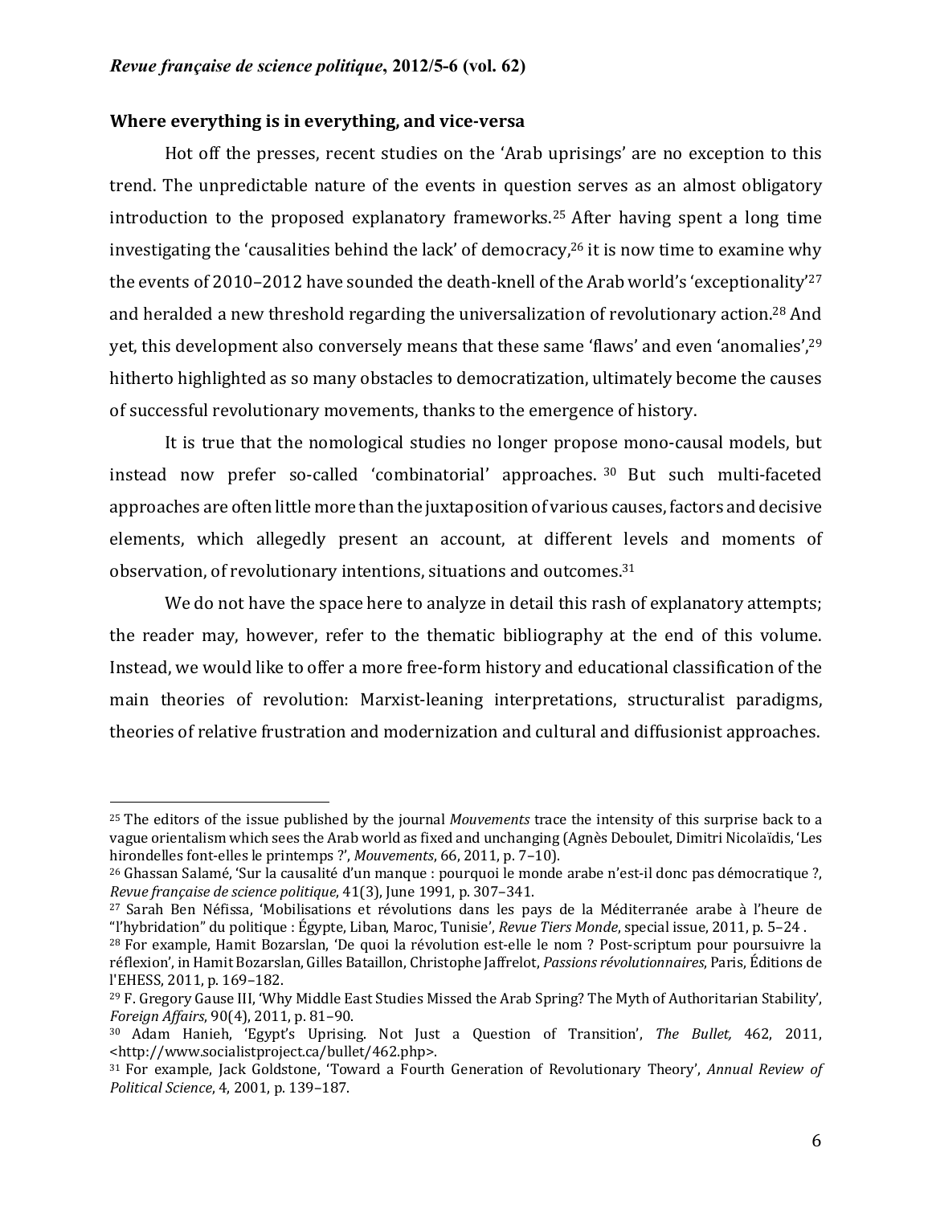### Where everything is in everything, and vice-versa

Hot off the presses, recent studies on the 'Arab uprisings' are no exception to this trend. The unpredictable nature of the events in question serves as an almost obligatory introduction to the proposed explanatory frameworks.[25] After having spent a long time investigating the 'causalities behind the lack' of democracy,[26] it is now time to examine why the events of 2010–2012 have sounded the death-knell of the Arab world's 'exceptionality'[27] and heralded a new threshold regarding the universalization of revolutionary action.[28] And yet, this development also conversely means that these same 'flaws' and even 'anomalies',[29] hitherto highlighted as so many obstacles to democratization, ultimately become the causes of successful revolutionary movements, thanks to the emergence of history.

It is true that the nomological studies no longer propose mono-causal models, but instead now prefer so-called 'combinatorial' approaches.[30] But such multi-faceted approaches are often little more than the juxtaposition of various causes, factors and decisive elements, which allegedly present an account, at different levels and moments of observation, of revolutionary intentions, situations and outcomes.[31]

We do not have the space here to analyze in detail this rash of explanatory attempts; the reader may, however, refer to the thematic bibliography at the end of this volume. Instead, we would like to offer a more free-form history and educational classification of the main theories of revolution: Marxist-leaning interpretations, structuralist paradigms, theories of relative frustration and modernization and cultural and diffusionist approaches.

---

[25] The editors of the issue published by the journal *Mouvements* trace the intensity of this surprise back to a vague orientalism which sees the Arab world as fixed and unchanging (Agnès Deboulet, Dimitri Nicolaïdis, 'Les hirondelles font-elles le printemps ?', *Mouvements*, 66, 2011, p. 7–10).

[26] Ghassan Salamé, 'Sur la causalité d'un manque : pourquoi le monde arabe n'est-il donc pas démocratique ?, *Revue française de science politique*, 41(3), June 1991, p. 307–341.

[27] Sarah Ben Néfissa, 'Mobilisations et révolutions dans les pays de la Méditerranée arabe à l'heure de "l'hybridation" du politique : Égypte, Liban, Maroc, Tunisie', *Revue Tiers Monde*, special issue, 2011, p. 5–24 .

[28] For example, Hamit Bozarslan, 'De quoi la révolution est-elle le nom ? Post-scriptum pour poursuivre la réflexion', in Hamit Bozarslan, Gilles Bataillon, Christophe Jaffrelot, *Passions révolutionnaires*, Paris, Éditions de l'EHESS, 2011, p. 169–182.

[29] F. Gregory Gause III, 'Why Middle East Studies Missed the Arab Spring? The Myth of Authoritarian Stability', *Foreign Affairs*, 90(4), 2011, p. 81–90.

[30] Adam Hanieh, 'Egypt's Uprising. Not Just a Question of Transition', *The Bullet,* 462, 2011, <http://www.socialistproject.ca/bullet/462.php>.

[31] For example, Jack Goldstone, 'Toward a Fourth Generation of Revolutionary Theory', *Annual Review of Political Science*, 4, 2001, p. 139–187.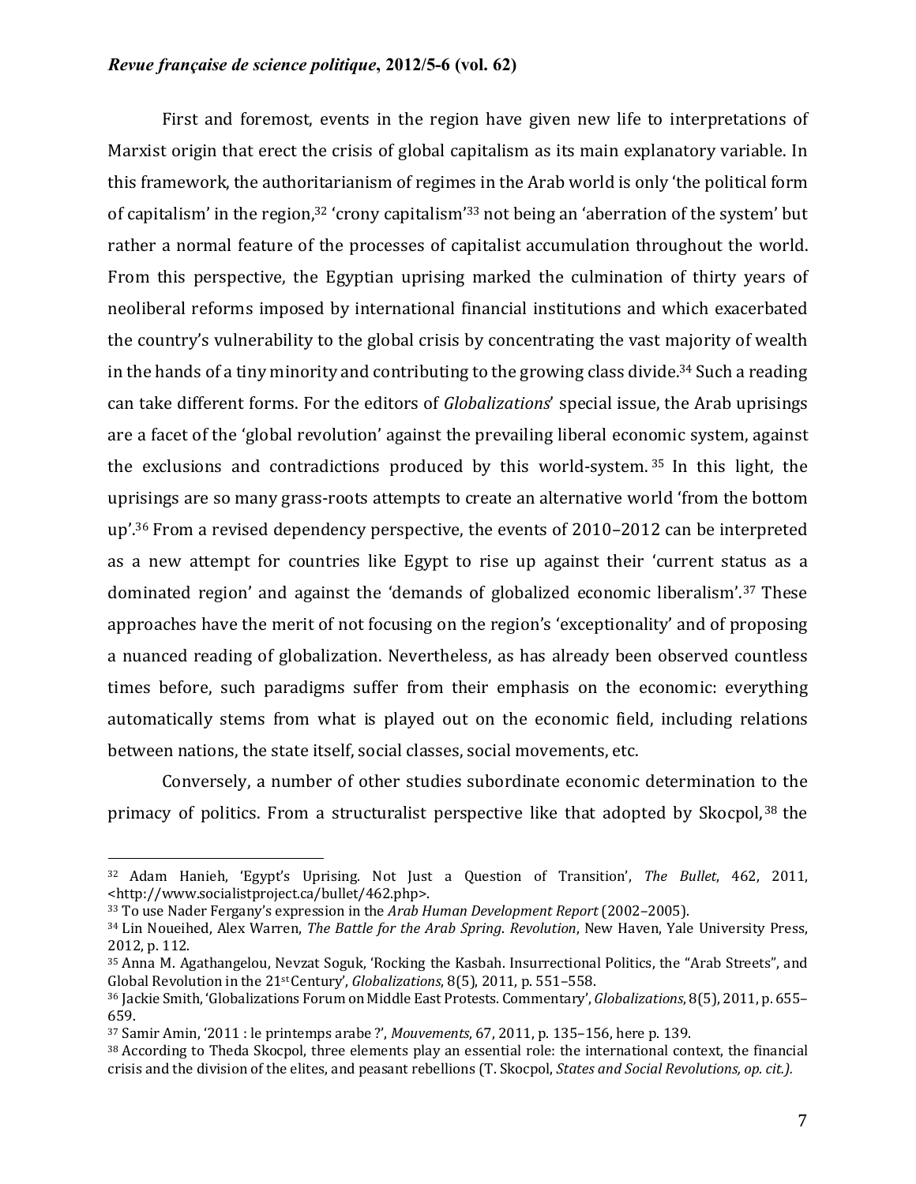First and foremost, events in the region have given new life to interpretations of Marxist origin that erect the crisis of global capitalism as its main explanatory variable. In this framework, the authoritarianism of regimes in the Arab world is only 'the political form of capitalism' in the region,[32] 'crony capitalism'[33] not being an 'aberration of the system' but rather a normal feature of the processes of capitalist accumulation throughout the world. From this perspective, the Egyptian uprising marked the culmination of thirty years of neoliberal reforms imposed by international financial institutions and which exacerbated the country's vulnerability to the global crisis by concentrating the vast majority of wealth in the hands of a tiny minority and contributing to the growing class divide.[34] Such a reading can take different forms. For the editors of *Globalizations*' special issue, the Arab uprisings are a facet of the 'global revolution' against the prevailing liberal economic system, against the exclusions and contradictions produced by this world-system.[35] In this light, the uprisings are so many grass-roots attempts to create an alternative world 'from the bottom up'.[36] From a revised dependency perspective, the events of 2010–2012 can be interpreted as a new attempt for countries like Egypt to rise up against their 'current status as a dominated region' and against the 'demands of globalized economic liberalism'.[37] These approaches have the merit of not focusing on the region's 'exceptionality' and of proposing a nuanced reading of globalization. Nevertheless, as has already been observed countless times before, such paradigms suffer from their emphasis on the economic: everything automatically stems from what is played out on the economic field, including relations between nations, the state itself, social classes, social movements, etc.

Conversely, a number of other studies subordinate economic determination to the primacy of politics. From a structuralist perspective like that adopted by Skocpol,[38] the

---

[32] Adam Hanieh, 'Egypt's Uprising. Not Just a Question of Transition', *The Bullet*, 462, 2011, <http://www.socialistproject.ca/bullet/462.php>.

[33] To use Nader Fergany's expression in the *Arab Human Development Report* (2002–2005).

[34] Lin Noueihed, Alex Warren, *The Battle for the Arab Spring. Revolution*, New Haven, Yale University Press, 2012, p. 112.

[35] Anna M. Agathangelou, Nevzat Soguk, 'Rocking the Kasbah. Insurrectional Politics, the "Arab Streets", and Global Revolution in the 21st Century', *Globalizations*, 8(5), 2011, p. 551–558.

[36] Jackie Smith, 'Globalizations Forum on Middle East Protests. Commentary', *Globalizations*, 8(5), 2011, p. 655–659.

[37] Samir Amin, '2011 : le printemps arabe ?', *Mouvements*, 67, 2011, p. 135–156, here p. 139.

[38] According to Theda Skocpol, three elements play an essential role: the international context, the financial crisis and the division of the elites, and peasant rebellions (T. Skocpol, *States and Social Revolutions, op. cit.).*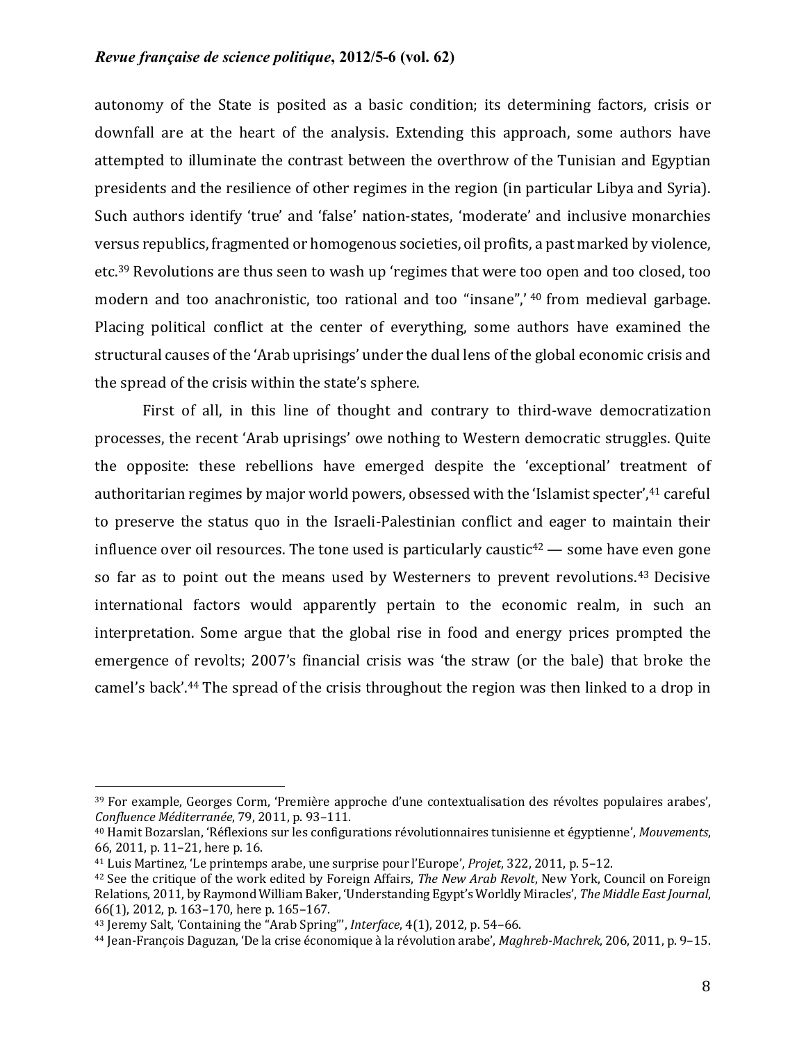autonomy of the State is posited as a basic condition; its determining factors, crisis or downfall are at the heart of the analysis. Extending this approach, some authors have attempted to illuminate the contrast between the overthrow of the Tunisian and Egyptian presidents and the resilience of other regimes in the region (in particular Libya and Syria). Such authors identify 'true' and 'false' nation-states, 'moderate' and inclusive monarchies versus republics, fragmented or homogenous societies, oil profits, a past marked by violence, etc.[39] Revolutions are thus seen to wash up 'regimes that were too open and too closed, too modern and too anachronistic, too rational and too "insane",' [40] from medieval garbage. Placing political conflict at the center of everything, some authors have examined the structural causes of the 'Arab uprisings' under the dual lens of the global economic crisis and the spread of the crisis within the state's sphere.

First of all, in this line of thought and contrary to third-wave democratization processes, the recent 'Arab uprisings' owe nothing to Western democratic struggles. Quite the opposite: these rebellions have emerged despite the 'exceptional' treatment of authoritarian regimes by major world powers, obsessed with the 'Islamist specter',[41] careful to preserve the status quo in the Israeli-Palestinian conflict and eager to maintain their influence over oil resources. The tone used is particularly caustic[42] — some have even gone so far as to point out the means used by Westerners to prevent revolutions.[43] Decisive international factors would apparently pertain to the economic realm, in such an interpretation. Some argue that the global rise in food and energy prices prompted the emergence of revolts; 2007's financial crisis was 'the straw (or the bale) that broke the camel's back'.[44] The spread of the crisis throughout the region was then linked to a drop in

---

[39] For example, Georges Corm, 'Première approche d'une contextualisation des révoltes populaires arabes', *Confluence Méditerranée*, 79, 2011, p. 93–111.

[40] Hamit Bozarslan, 'Réflexions sur les configurations révolutionnaires tunisienne et égyptienne', *Mouvements*, 66, 2011, p. 11–21, here p. 16.

[41] Luis Martinez, 'Le printemps arabe, une surprise pour l'Europe', *Projet*, 322, 2011, p. 5–12.

[42] See the critique of the work edited by Foreign Affairs, *The New Arab Revolt*, New York, Council on Foreign Relations, 2011, by Raymond William Baker, 'Understanding Egypt's Worldly Miracles', *The Middle East Journal*, 66(1), 2012, p. 163–170, here p. 165–167.

[43] Jeremy Salt, 'Containing the "Arab Spring"', *Interface*, 4(1), 2012, p. 54–66.

[44] Jean-François Daguzan, 'De la crise économique à la révolution arabe', *Maghreb-Machrek*, 206, 2011, p. 9–15.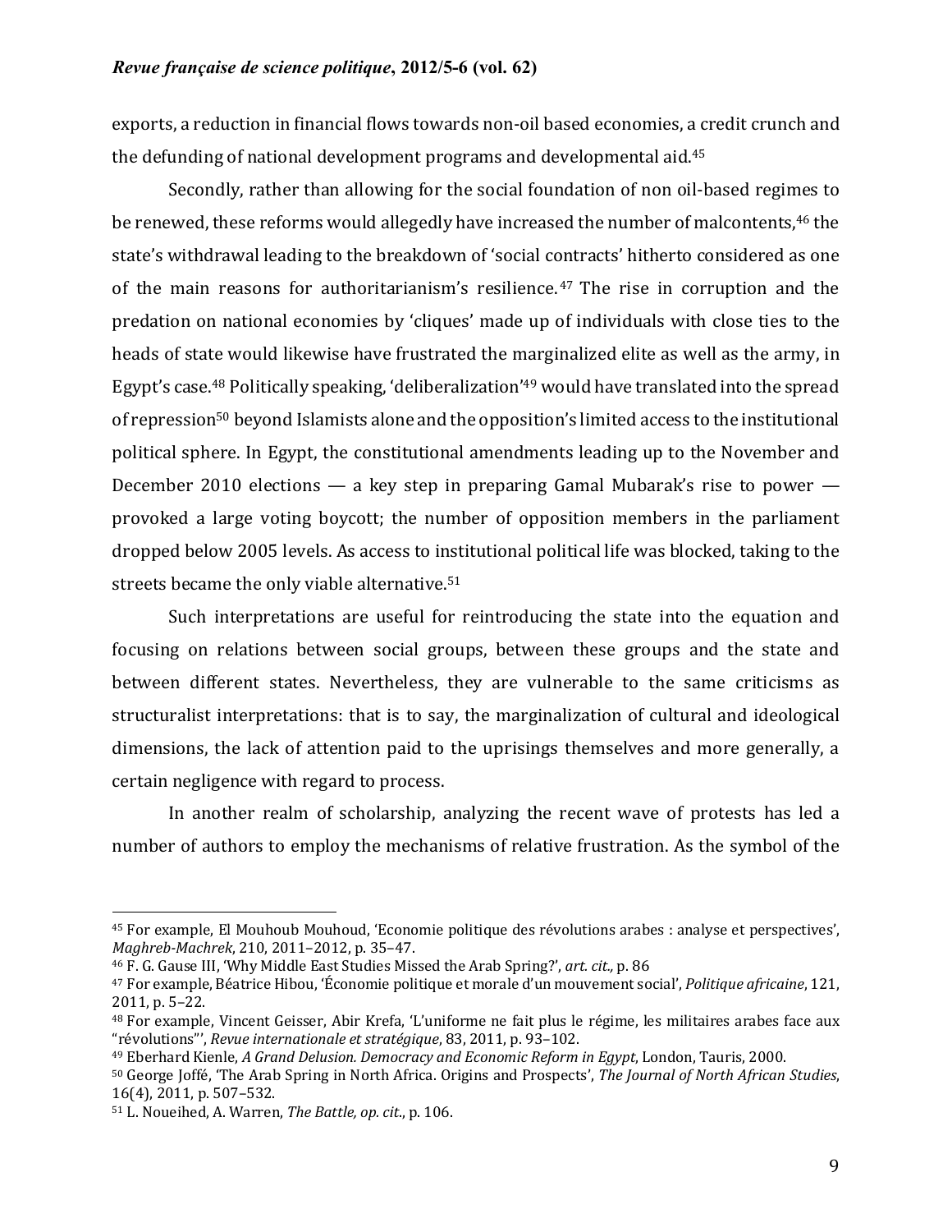exports, a reduction in financial flows towards non-oil based economies, a credit crunch and the defunding of national development programs and developmental aid.[45]

Secondly, rather than allowing for the social foundation of non oil-based regimes to be renewed, these reforms would allegedly have increased the number of malcontents,[46] the state's withdrawal leading to the breakdown of 'social contracts' hitherto considered as one of the main reasons for authoritarianism's resilience.[47] The rise in corruption and the predation on national economies by 'cliques' made up of individuals with close ties to the heads of state would likewise have frustrated the marginalized elite as well as the army, in Egypt's case.[48] Politically speaking, 'deliberalization'[49] would have translated into the spread of repression[50] beyond Islamists alone and the opposition's limited access to the institutional political sphere. In Egypt, the constitutional amendments leading up to the November and December 2010 elections — a key step in preparing Gamal Mubarak's rise to power — provoked a large voting boycott; the number of opposition members in the parliament dropped below 2005 levels. As access to institutional political life was blocked, taking to the streets became the only viable alternative.[51]

Such interpretations are useful for reintroducing the state into the equation and focusing on relations between social groups, between these groups and the state and between different states. Nevertheless, they are vulnerable to the same criticisms as structuralist interpretations: that is to say, the marginalization of cultural and ideological dimensions, the lack of attention paid to the uprisings themselves and more generally, a certain negligence with regard to process.

In another realm of scholarship, analyzing the recent wave of protests has led a number of authors to employ the mechanisms of relative frustration. As the symbol of the

---

[45] For example, El Mouhoub Mouhoud, 'Economie politique des révolutions arabes : analyse et perspectives', *Maghreb-Machrek*, 210, 2011–2012, p. 35–47.

[46] F. G. Gause III, 'Why Middle East Studies Missed the Arab Spring?', *art. cit.,* p. 86

[47] For example, Béatrice Hibou, 'Économie politique et morale d'un mouvement social', *Politique africaine*, 121, 2011, p. 5–22.

[48] For example, Vincent Geisser, Abir Krefa, 'L'uniforme ne fait plus le régime, les militaires arabes face aux "révolutions"', *Revue internationale et stratégique*, 83, 2011, p. 93–102.

[49] Eberhard Kienle, *A Grand Delusion. Democracy and Economic Reform in Egypt*, London, Tauris, 2000.

[50] George Joffé, 'The Arab Spring in North Africa. Origins and Prospects', *The Journal of North African Studies*, 16(4), 2011, p. 507–532.

[51] L. Noueihed, A. Warren, *The Battle, op. cit*., p. 106.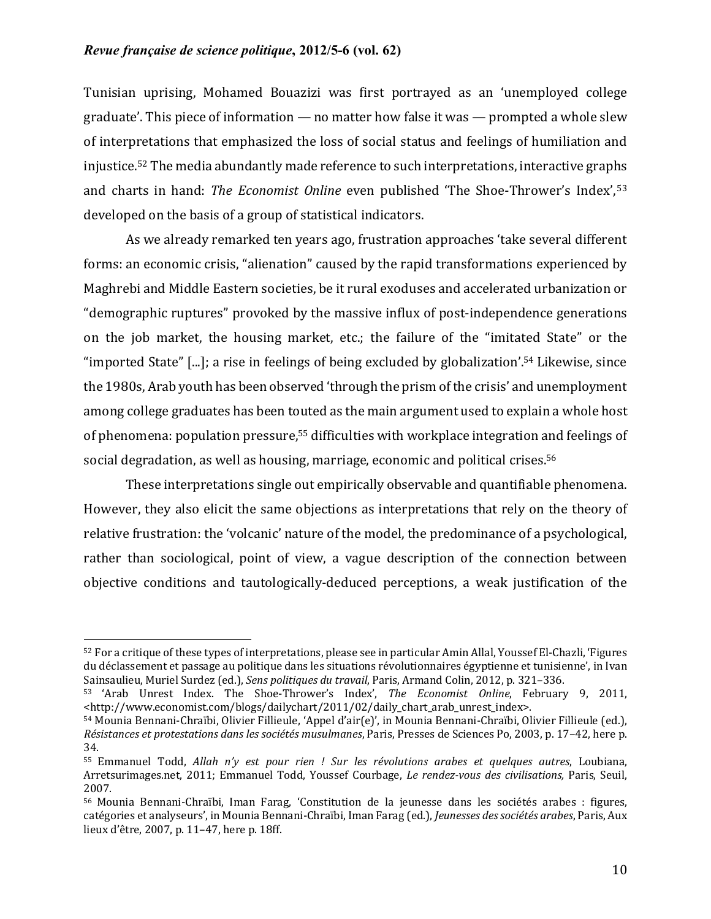Tunisian uprising, Mohamed Bouazizi was first portrayed as an 'unemployed college graduate'. This piece of information — no matter how false it was — prompted a whole slew of interpretations that emphasized the loss of social status and feelings of humiliation and injustice.[52] The media abundantly made reference to such interpretations, interactive graphs and charts in hand: *The Economist Online* even published 'The Shoe-Thrower's Index',[53] developed on the basis of a group of statistical indicators.

As we already remarked ten years ago, frustration approaches 'take several different forms: an economic crisis, "alienation" caused by the rapid transformations experienced by Maghrebi and Middle Eastern societies, be it rural exoduses and accelerated urbanization or "demographic ruptures" provoked by the massive influx of post-independence generations on the job market, the housing market, etc.; the failure of the "imitated State" or the "imported State" [...]; a rise in feelings of being excluded by globalization'.[54] Likewise, since the 1980s, Arab youth has been observed 'through the prism of the crisis' and unemployment among college graduates has been touted as the main argument used to explain a whole host of phenomena: population pressure,[55] difficulties with workplace integration and feelings of social degradation, as well as housing, marriage, economic and political crises.[56]

These interpretations single out empirically observable and quantifiable phenomena. However, they also elicit the same objections as interpretations that rely on the theory of relative frustration: the 'volcanic' nature of the model, the predominance of a psychological, rather than sociological, point of view, a vague description of the connection between objective conditions and tautologically-deduced perceptions, a weak justification of the

---

[52] For a critique of these types of interpretations, please see in particular Amin Allal, Youssef El-Chazli, 'Figures du déclassement et passage au politique dans les situations révolutionnaires égyptienne et tunisienne', in Ivan Sainsaulieu, Muriel Surdez (ed.), *Sens politiques du travail*, Paris, Armand Colin, 2012, p. 321–336.

[53] 'Arab Unrest Index. The Shoe-Thrower's Index', *The Economist Online*, February 9, 2011, <http://www.economist.com/blogs/dailychart/2011/02/daily_chart_arab_unrest_index>.

[54] Mounia Bennani-Chraïbi, Olivier Fillieule, 'Appel d'air(e)', in Mounia Bennani-Chraïbi, Olivier Fillieule (ed.), *Résistances et protestations dans les sociétés musulmanes*, Paris, Presses de Sciences Po, 2003, p. 17–42, here p. 34.

[55] Emmanuel Todd, *Allah n'y est pour rien ! Sur les révolutions arabes et quelques autres*, Loubiana, Arretsurimages.net, 2011; Emmanuel Todd, Youssef Courbage, *Le rendez-vous des civilisations,* Paris, Seuil, 2007.

[56] Mounia Bennani-Chraïbi, Iman Farag, 'Constitution de la jeunesse dans les sociétés arabes : figures, catégories et analyseurs', in Mounia Bennani-Chraïbi, Iman Farag (ed.), *Jeunesses des sociétés arabes*, Paris, Aux lieux d'être, 2007, p. 11–47, here p. 18ff.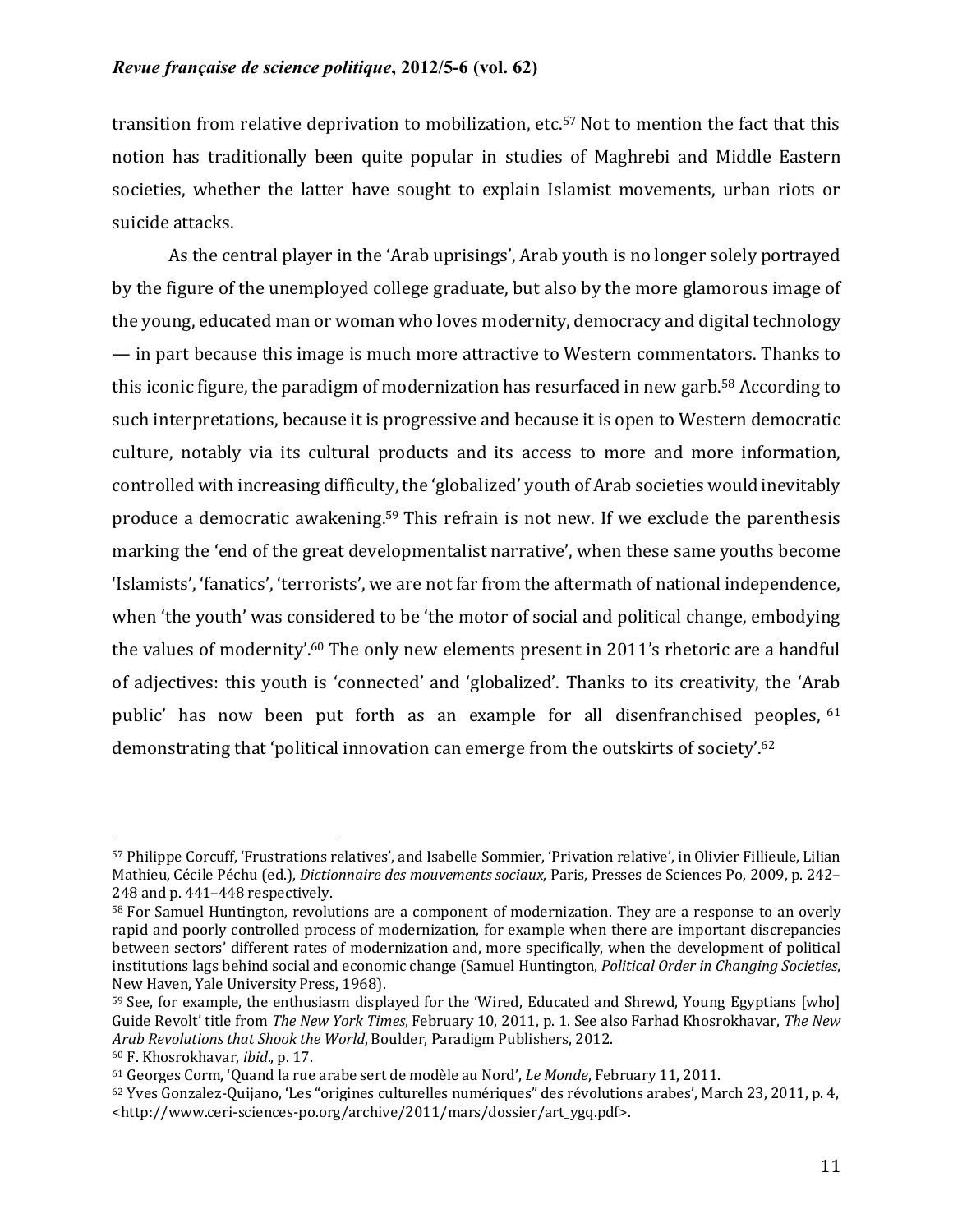transition from relative deprivation to mobilization, etc.[57] Not to mention the fact that this notion has traditionally been quite popular in studies of Maghrebi and Middle Eastern societies, whether the latter have sought to explain Islamist movements, urban riots or suicide attacks.

As the central player in the 'Arab uprisings', Arab youth is no longer solely portrayed by the figure of the unemployed college graduate, but also by the more glamorous image of the young, educated man or woman who loves modernity, democracy and digital technology — in part because this image is much more attractive to Western commentators. Thanks to this iconic figure, the paradigm of modernization has resurfaced in new garb.[58] According to such interpretations, because it is progressive and because it is open to Western democratic culture, notably via its cultural products and its access to more and more information, controlled with increasing difficulty, the 'globalized' youth of Arab societies would inevitably produce a democratic awakening.[59] This refrain is not new. If we exclude the parenthesis marking the 'end of the great developmentalist narrative', when these same youths become 'Islamists', 'fanatics', 'terrorists', we are not far from the aftermath of national independence, when 'the youth' was considered to be 'the motor of social and political change, embodying the values of modernity'.[60] The only new elements present in 2011's rhetoric are a handful of adjectives: this youth is 'connected' and 'globalized'. Thanks to its creativity, the 'Arab public' has now been put forth as an example for all disenfranchised peoples,[61] demonstrating that 'political innovation can emerge from the outskirts of society'.[62]

---

[57] Philippe Corcuff, 'Frustrations relatives', and Isabelle Sommier, 'Privation relative', in Olivier Fillieule, Lilian Mathieu, Cécile Péchu (ed.), *Dictionnaire des mouvements sociaux*, Paris, Presses de Sciences Po, 2009, p. 242–248 and p. 441–448 respectively.

[58] For Samuel Huntington, revolutions are a component of modernization. They are a response to an overly rapid and poorly controlled process of modernization, for example when there are important discrepancies between sectors' different rates of modernization and, more specifically, when the development of political institutions lags behind social and economic change (Samuel Huntington, *Political Order in Changing Societies*, New Haven, Yale University Press, 1968).

[59] See, for example, the enthusiasm displayed for the 'Wired, Educated and Shrewd, Young Egyptians [who] Guide Revolt' title from *The New York Times*, February 10, 2011, p. 1. See also Farhad Khosrokhavar, *The New Arab Revolutions that Shook the World*, Boulder, Paradigm Publishers, 2012.

[60] F. Khosrokhavar, *ibid*., p. 17.

[61] Georges Corm, 'Quand la rue arabe sert de modèle au Nord', *Le Monde*, February 11, 2011.

[62] Yves Gonzalez-Quijano, 'Les "origines culturelles numériques" des révolutions arabes', March 23, 2011, p. 4, <http://www.ceri-sciences-po.org/archive/2011/mars/dossier/art_ygq.pdf>.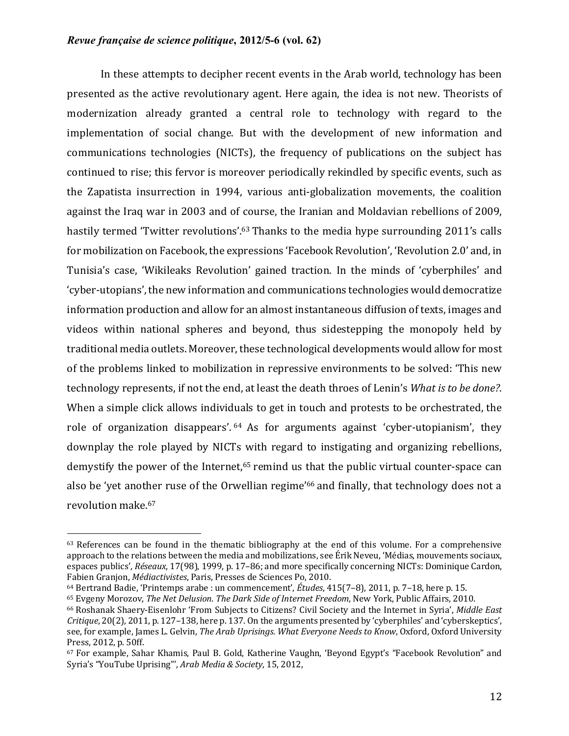In these attempts to decipher recent events in the Arab world, technology has been presented as the active revolutionary agent. Here again, the idea is not new. Theorists of modernization already granted a central role to technology with regard to the implementation of social change. But with the development of new information and communications technologies (NICTs), the frequency of publications on the subject has continued to rise; this fervor is moreover periodically rekindled by specific events, such as the Zapatista insurrection in 1994, various anti-globalization movements, the coalition against the Iraq war in 2003 and of course, the Iranian and Moldavian rebellions of 2009, hastily termed 'Twitter revolutions'.[63] Thanks to the media hype surrounding 2011's calls for mobilization on Facebook, the expressions 'Facebook Revolution', 'Revolution 2.0' and, in Tunisia's case, 'Wikileaks Revolution' gained traction. In the minds of 'cyberphiles' and 'cyber-utopians', the new information and communications technologies would democratize information production and allow for an almost instantaneous diffusion of texts, images and videos within national spheres and beyond, thus sidestepping the monopoly held by traditional media outlets. Moreover, these technological developments would allow for most of the problems linked to mobilization in repressive environments to be solved: 'This new technology represents, if not the end, at least the death throes of Lenin's *What is to be done?*. When a simple click allows individuals to get in touch and protests to be orchestrated, the role of organization disappears'.[64] As for arguments against 'cyber-utopianism', they downplay the role played by NICTs with regard to instigating and organizing rebellions, demystify the power of the Internet,[65] remind us that the public virtual counter-space can also be 'yet another ruse of the Orwellian regime'[66] and finally, that technology does not a revolution make.[67]

---

[63] References can be found in the thematic bibliography at the end of this volume. For a comprehensive approach to the relations between the media and mobilizations, see Érik Neveu, 'Médias, mouvements sociaux, espaces publics', *Réseaux*, 17(98), 1999, p. 17–86; and more specifically concerning NICTs: Dominique Cardon, Fabien Granjon, *Médiactivistes*, Paris, Presses de Sciences Po, 2010.

[64] Bertrand Badie, 'Printemps arabe : un commencement', *Études*, 415(7–8), 2011, p. 7–18, here p. 15.

[65] Evgeny Morozov, *The Net Delusion. The Dark Side of Internet Freedom*, New York, Public Affairs, 2010.

[66] Roshanak Shaery-Eisenlohr 'From Subjects to Citizens? Civil Society and the Internet in Syria', *Middle East Critique*, 20(2), 2011, p. 127–138, here p. 137. On the arguments presented by 'cyberphiles' and 'cyberskeptics', see, for example, James L. Gelvin, *The Arab Uprisings. What Everyone Needs to Know*, Oxford, Oxford University Press, 2012, p. 50ff.

[67] For example, Sahar Khamis, Paul B. Gold, Katherine Vaughn, 'Beyond Egypt's "Facebook Revolution" and Syria's "YouTube Uprising"', *Arab Media & Society*, 15, 2012,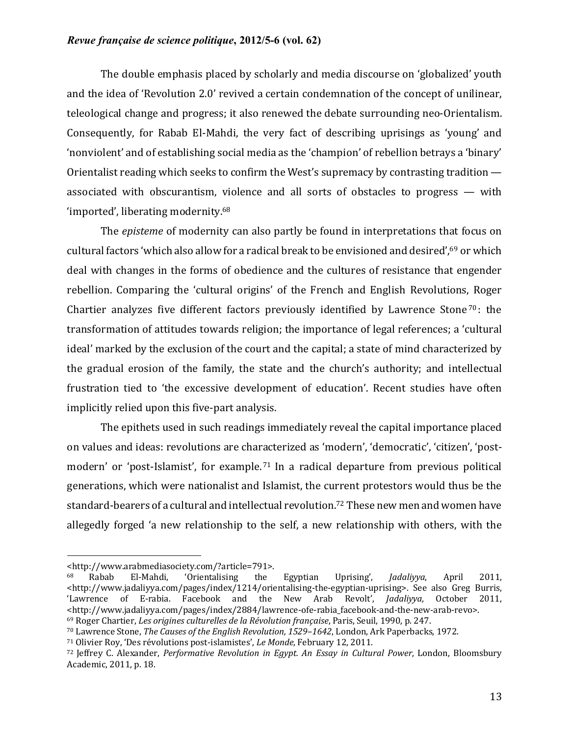The double emphasis placed by scholarly and media discourse on 'globalized' youth and the idea of 'Revolution 2.0' revived a certain condemnation of the concept of unilinear, teleological change and progress; it also renewed the debate surrounding neo-Orientalism. Consequently, for Rabab El-Mahdi, the very fact of describing uprisings as 'young' and 'nonviolent' and of establishing social media as the 'champion' of rebellion betrays a 'binary' Orientalist reading which seeks to confirm the West's supremacy by contrasting tradition — associated with obscurantism, violence and all sorts of obstacles to progress — with 'imported', liberating modernity.[68]

The *episteme* of modernity can also partly be found in interpretations that focus on cultural factors 'which also allow for a radical break to be envisioned and desired',[69] or which deal with changes in the forms of obedience and the cultures of resistance that engender rebellion. Comparing the 'cultural origins' of the French and English Revolutions, Roger Chartier analyzes five different factors previously identified by Lawrence Stone[70]: the transformation of attitudes towards religion; the importance of legal references; a 'cultural ideal' marked by the exclusion of the court and the capital; a state of mind characterized by the gradual erosion of the family, the state and the church's authority; and intellectual frustration tied to 'the excessive development of education'. Recent studies have often implicitly relied upon this five-part analysis.

The epithets used in such readings immediately reveal the capital importance placed on values and ideas: revolutions are characterized as 'modern', 'democratic', 'citizen', 'post-modern' or 'post-Islamist', for example.[71] In a radical departure from previous political generations, which were nationalist and Islamist, the current protestors would thus be the standard-bearers of a cultural and intellectual revolution.[72] These new men and women have allegedly forged 'a new relationship to the self, a new relationship with others, with the

---

<http://www.arabmediasociety.com/?article=791>.

[68] Rabab El-Mahdi, 'Orientalising the Egyptian Uprising', *Jadaliyya*, April 2011, <http://www.jadaliyya.com/pages/index/1214/orientalising-the-egyptian-uprising>. See also Greg Burris, 'Lawrence of E-rabia. Facebook and the New Arab Revolt', *Jadaliyya*, October 2011, <http://www.jadaliyya.com/pages/index/2884/lawrence-ofe-rabia_facebook-and-the-new-arab-revo>.

[69] Roger Chartier, *Les origines culturelles de la Révolution française*, Paris, Seuil, 1990, p. 247.

[70] Lawrence Stone, *The Causes of the English Revolution, 1529–1642*, London, Ark Paperbacks, 1972.

[71] Olivier Roy, 'Des révolutions post-islamistes', *Le Monde*, February 12, 2011.

[72] Jeffrey C. Alexander, *Performative Revolution in Egypt. An Essay in Cultural Power*, London, Bloomsbury Academic, 2011, p. 18.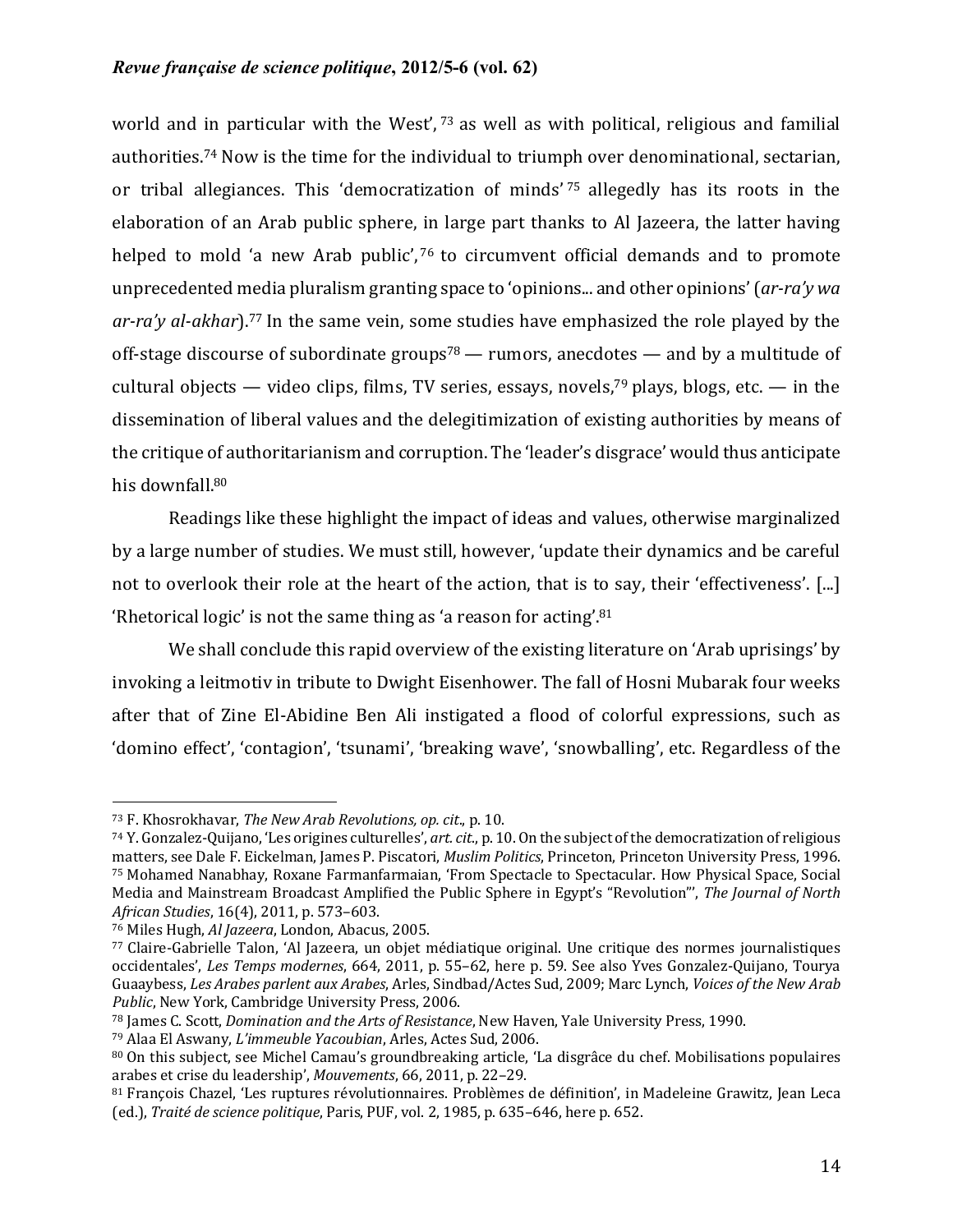world and in particular with the West',[73] as well as with political, religious and familial authorities.[74] Now is the time for the individual to triumph over denominational, sectarian, or tribal allegiances. This 'democratization of minds'[75] allegedly has its roots in the elaboration of an Arab public sphere, in large part thanks to Al Jazeera, the latter having helped to mold 'a new Arab public',[76] to circumvent official demands and to promote unprecedented media pluralism granting space to 'opinions... and other opinions' (*ar-ra'y wa ar-ra'y al-akhar*).[77] In the same vein, some studies have emphasized the role played by the off-stage discourse of subordinate groups[78] — rumors, anecdotes — and by a multitude of cultural objects — video clips, films, TV series, essays, novels,[79] plays, blogs, etc. — in the dissemination of liberal values and the delegitimization of existing authorities by means of the critique of authoritarianism and corruption. The 'leader's disgrace' would thus anticipate his downfall.[80]

Readings like these highlight the impact of ideas and values, otherwise marginalized by a large number of studies. We must still, however, 'update their dynamics and be careful not to overlook their role at the heart of the action, that is to say, their 'effectiveness'. [...] 'Rhetorical logic' is not the same thing as 'a reason for acting'.[81]

We shall conclude this rapid overview of the existing literature on 'Arab uprisings' by invoking a leitmotiv in tribute to Dwight Eisenhower. The fall of Hosni Mubarak four weeks after that of Zine El-Abidine Ben Ali instigated a flood of colorful expressions, such as 'domino effect', 'contagion', 'tsunami', 'breaking wave', 'snowballing', etc. Regardless of the

---

[73] F. Khosrokhavar, *The New Arab Revolutions, op. cit.*, p. 10.

[74] Y. Gonzalez-Quijano, 'Les origines culturelles', *art. cit.*, p. 10. On the subject of the democratization of religious matters, see Dale F. Eickelman, James P. Piscatori, *Muslim Politics*, Princeton, Princeton University Press, 1996.

[75] Mohamed Nanabhay, Roxane Farmanfarmaian, 'From Spectacle to Spectacular. How Physical Space, Social Media and Mainstream Broadcast Amplified the Public Sphere in Egypt's "Revolution"', *The Journal of North African Studies*, 16(4), 2011, p. 573–603.

[76] Miles Hugh, *Al Jazeera*, London, Abacus, 2005.

[77] Claire-Gabrielle Talon, 'Al Jazeera, un objet médiatique original. Une critique des normes journalistiques occidentales', *Les Temps modernes*, 664, 2011, p. 55–62, here p. 59. See also Yves Gonzalez-Quijano, Tourya Guaaybess, *Les Arabes parlent aux Arabes*, Arles, Sindbad/Actes Sud, 2009; Marc Lynch, *Voices of the New Arab Public*, New York, Cambridge University Press, 2006.

[78] James C. Scott, *Domination and the Arts of Resistance*, New Haven, Yale University Press, 1990.

[79] Alaa El Aswany, *L'immeuble Yacoubian*, Arles, Actes Sud, 2006.

[80] On this subject, see Michel Camau's groundbreaking article, 'La disgrâce du chef. Mobilisations populaires arabes et crise du leadership', *Mouvements*, 66, 2011, p. 22–29.

[81] François Chazel, 'Les ruptures révolutionnaires. Problèmes de définition', in Madeleine Grawitz, Jean Leca (ed.), *Traité de science politique*, Paris, PUF, vol. 2, 1985, p. 635–646, here p. 652.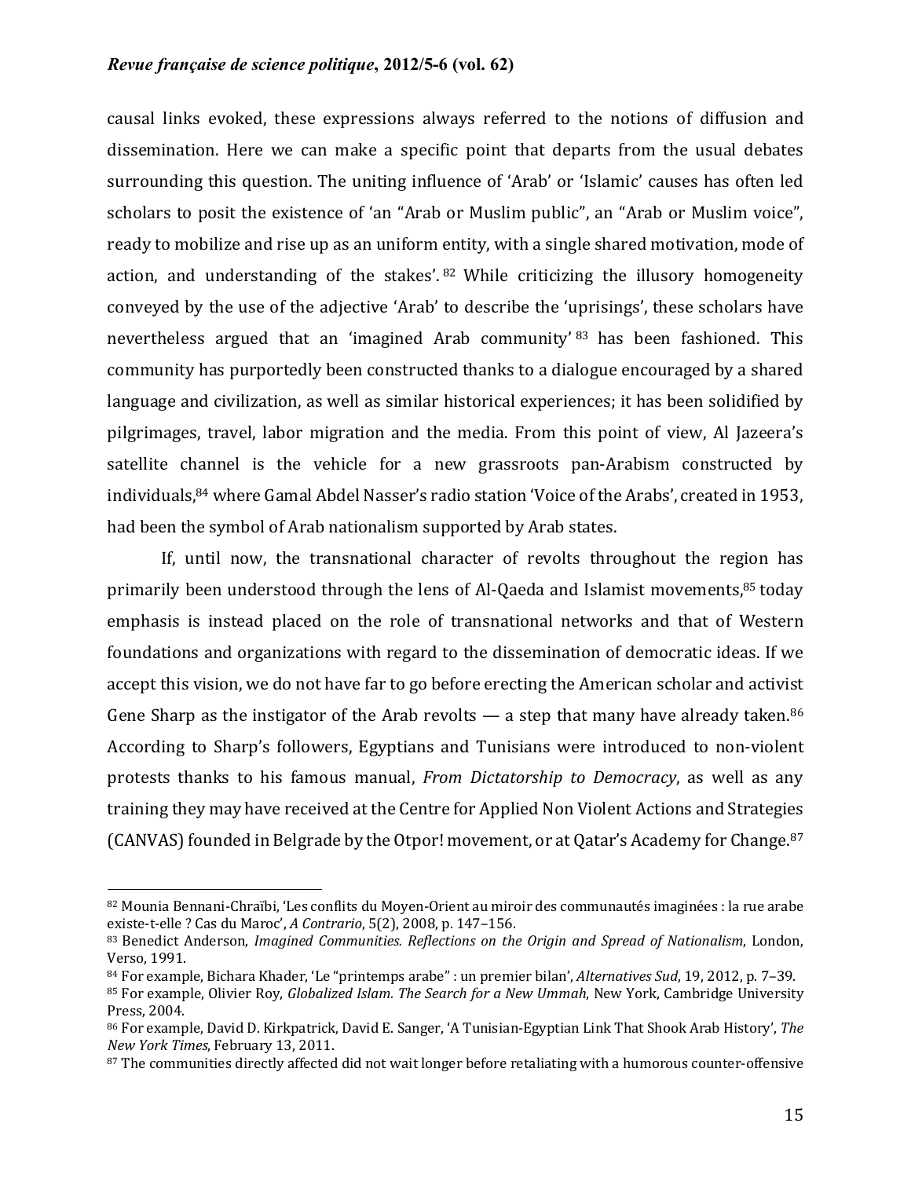causal links evoked, these expressions always referred to the notions of diffusion and dissemination. Here we can make a specific point that departs from the usual debates surrounding this question. The uniting influence of 'Arab' or 'Islamic' causes has often led scholars to posit the existence of 'an "Arab or Muslim public", an "Arab or Muslim voice", ready to mobilize and rise up as an uniform entity, with a single shared motivation, mode of action, and understanding of the stakes'.[82] While criticizing the illusory homogeneity conveyed by the use of the adjective 'Arab' to describe the 'uprisings', these scholars have nevertheless argued that an 'imagined Arab community'[83] has been fashioned. This community has purportedly been constructed thanks to a dialogue encouraged by a shared language and civilization, as well as similar historical experiences; it has been solidified by pilgrimages, travel, labor migration and the media. From this point of view, Al Jazeera's satellite channel is the vehicle for a new grassroots pan-Arabism constructed by individuals,[84] where Gamal Abdel Nasser's radio station 'Voice of the Arabs', created in 1953, had been the symbol of Arab nationalism supported by Arab states.

If, until now, the transnational character of revolts throughout the region has primarily been understood through the lens of Al-Qaeda and Islamist movements,[85] today emphasis is instead placed on the role of transnational networks and that of Western foundations and organizations with regard to the dissemination of democratic ideas. If we accept this vision, we do not have far to go before erecting the American scholar and activist Gene Sharp as the instigator of the Arab revolts — a step that many have already taken.[86] According to Sharp's followers, Egyptians and Tunisians were introduced to non-violent protests thanks to his famous manual, *From Dictatorship to Democracy*, as well as any training they may have received at the Centre for Applied Non Violent Actions and Strategies (CANVAS) founded in Belgrade by the Otpor! movement, or at Qatar's Academy for Change.[87]

---

[82] Mounia Bennani-Chraïbi, 'Les conflits du Moyen-Orient au miroir des communautés imaginées : la rue arabe existe-t-elle ? Cas du Maroc', *A Contrario*, 5(2), 2008, p. 147–156.

[83] Benedict Anderson, *Imagined Communities. Reflections on the Origin and Spread of Nationalism*, London, Verso, 1991.

[84] For example, Bichara Khader, 'Le "printemps arabe" : un premier bilan', *Alternatives Sud*, 19, 2012, p. 7–39.

[85] For example, Olivier Roy, *Globalized Islam. The Search for a New Ummah*, New York, Cambridge University Press, 2004.

[86] For example, David D. Kirkpatrick, David E. Sanger, 'A Tunisian-Egyptian Link That Shook Arab History', *The New York Times*, February 13, 2011.

[87] The communities directly affected did not wait longer before retaliating with a humorous counter-offensive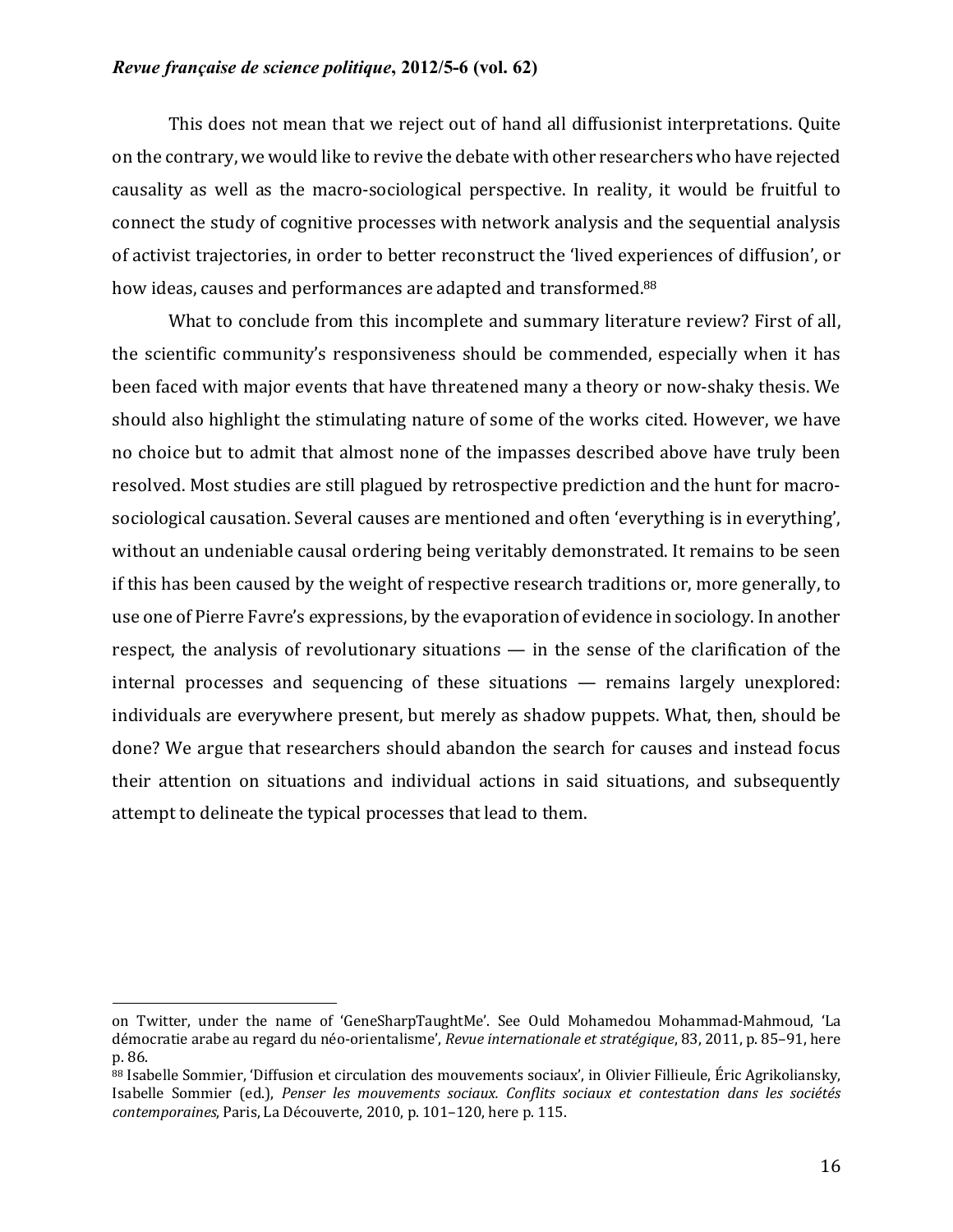This does not mean that we reject out of hand all diffusionist interpretations. Quite on the contrary, we would like to revive the debate with other researchers who have rejected causality as well as the macro-sociological perspective. In reality, it would be fruitful to connect the study of cognitive processes with network analysis and the sequential analysis of activist trajectories, in order to better reconstruct the 'lived experiences of diffusion', or how ideas, causes and performances are adapted and transformed.[88]

What to conclude from this incomplete and summary literature review? First of all, the scientific community's responsiveness should be commended, especially when it has been faced with major events that have threatened many a theory or now-shaky thesis. We should also highlight the stimulating nature of some of the works cited. However, we have no choice but to admit that almost none of the impasses described above have truly been resolved. Most studies are still plagued by retrospective prediction and the hunt for macro-sociological causation. Several causes are mentioned and often 'everything is in everything', without an undeniable causal ordering being veritably demonstrated. It remains to be seen if this has been caused by the weight of respective research traditions or, more generally, to use one of Pierre Favre's expressions, by the evaporation of evidence in sociology. In another respect, the analysis of revolutionary situations — in the sense of the clarification of the internal processes and sequencing of these situations — remains largely unexplored: individuals are everywhere present, but merely as shadow puppets. What, then, should be done? We argue that researchers should abandon the search for causes and instead focus their attention on situations and individual actions in said situations, and subsequently attempt to delineate the typical processes that lead to them.

---

on Twitter, under the name of 'GeneSharpTaughtMe'. See Ould Mohamedou Mohammad-Mahmoud, 'La démocratie arabe au regard du néo-orientalisme', *Revue internationale et stratégique*, 83, 2011, p. 85–91, here p. 86.

[88] Isabelle Sommier, 'Diffusion et circulation des mouvements sociaux', in Olivier Fillieule, Éric Agrikoliansky, Isabelle Sommier (ed.), *Penser les mouvements sociaux. Conflits sociaux et contestation dans les sociétés contemporaines*, Paris, La Découverte, 2010, p. 101–120, here p. 115.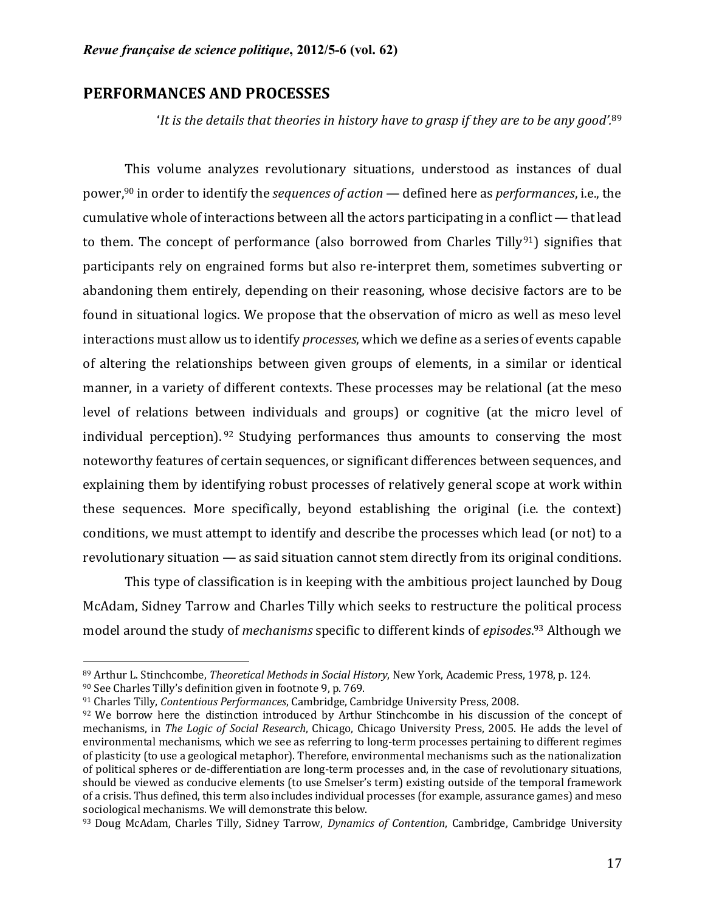## PERFORMANCES AND PROCESSES

'*It is the details that theories in history have to grasp if they are to be any good'*.[89]

This volume analyzes revolutionary situations, understood as instances of dual power,[90] in order to identify the *sequences of action* — defined here as *performances*, i.e., the cumulative whole of interactions between all the actors participating in a conflict — that lead to them. The concept of performance (also borrowed from Charles Tilly[91]) signifies that participants rely on engrained forms but also re-interpret them, sometimes subverting or abandoning them entirely, depending on their reasoning, whose decisive factors are to be found in situational logics. We propose that the observation of micro as well as meso level interactions must allow us to identify *processes*, which we define as a series of events capable of altering the relationships between given groups of elements, in a similar or identical manner, in a variety of different contexts. These processes may be relational (at the meso level of relations between individuals and groups) or cognitive (at the micro level of individual perception).[92] Studying performances thus amounts to conserving the most noteworthy features of certain sequences, or significant differences between sequences, and explaining them by identifying robust processes of relatively general scope at work within these sequences. More specifically, beyond establishing the original (i.e. the context) conditions, we must attempt to identify and describe the processes which lead (or not) to a revolutionary situation — as said situation cannot stem directly from its original conditions.

This type of classification is in keeping with the ambitious project launched by Doug McAdam, Sidney Tarrow and Charles Tilly which seeks to restructure the political process model around the study of *mechanisms* specific to different kinds of *episodes*.[93] Although we

---

[89] Arthur L. Stinchcombe, *Theoretical Methods in Social History*, New York, Academic Press, 1978, p. 124.

[90] See Charles Tilly's definition given in footnote 9, p. 769.

[91] Charles Tilly, *Contentious Performances*, Cambridge, Cambridge University Press, 2008.

[92] We borrow here the distinction introduced by Arthur Stinchcombe in his discussion of the concept of mechanisms, in *The Logic of Social Research*, Chicago, Chicago University Press, 2005. He adds the level of environmental mechanisms, which we see as referring to long-term processes pertaining to different regimes of plasticity (to use a geological metaphor). Therefore, environmental mechanisms such as the nationalization of political spheres or de-differentiation are long-term processes and, in the case of revolutionary situations, should be viewed as conducive elements (to use Smelser's term) existing outside of the temporal framework of a crisis. Thus defined, this term also includes individual processes (for example, assurance games) and meso sociological mechanisms. We will demonstrate this below.

[93] Doug McAdam, Charles Tilly, Sidney Tarrow, *Dynamics of Contention*, Cambridge, Cambridge University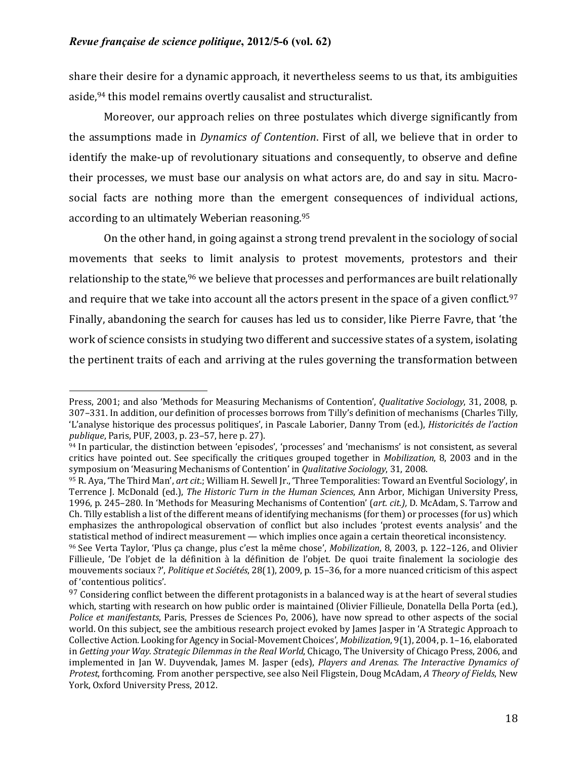share their desire for a dynamic approach, it nevertheless seems to us that, its ambiguities aside,[94] this model remains overtly causalist and structuralist.

Moreover, our approach relies on three postulates which diverge significantly from the assumptions made in *Dynamics of Contention*. First of all, we believe that in order to identify the make-up of revolutionary situations and consequently, to observe and define their processes, we must base our analysis on what actors are, do and say in situ. Macro-social facts are nothing more than the emergent consequences of individual actions, according to an ultimately Weberian reasoning.[95]

On the other hand, in going against a strong trend prevalent in the sociology of social movements that seeks to limit analysis to protest movements, protestors and their relationship to the state,[96] we believe that processes and performances are built relationally and require that we take into account all the actors present in the space of a given conflict.[97] Finally, abandoning the search for causes has led us to consider, like Pierre Favre, that 'the work of science consists in studying two different and successive states of a system, isolating the pertinent traits of each and arriving at the rules governing the transformation between

---

Press, 2001; and also 'Methods for Measuring Mechanisms of Contention', *Qualitative Sociology*, 31, 2008, p. 307–331. In addition, our definition of processes borrows from Tilly's definition of mechanisms (Charles Tilly, 'L'analyse historique des processus politiques', in Pascale Laborier, Danny Trom (ed.), *Historicités de l'action publique*, Paris, PUF, 2003, p. 23–57, here p. 27).

[94] In particular, the distinction between 'episodes', 'processes' and 'mechanisms' is not consistent, as several critics have pointed out. See specifically the critiques grouped together in *Mobilization*, 8, 2003 and in the symposium on 'Measuring Mechanisms of Contention' in *Qualitative Sociology*, 31, 2008.

[95] R. Aya, 'The Third Man', *art cit.*; William H. Sewell Jr., 'Three Temporalities: Toward an Eventful Sociology', in Terrence J. McDonald (ed.), *The Historic Turn in the Human Sciences*, Ann Arbor, Michigan University Press, 1996, p. 245–280. In 'Methods for Measuring Mechanisms of Contention' (*art. cit.),* D. McAdam, S. Tarrow and Ch. Tilly establish a list of the different means of identifying mechanisms (for them) or processes (for us) which emphasizes the anthropological observation of conflict but also includes 'protest events analysis' and the statistical method of indirect measurement — which implies once again a certain theoretical inconsistency.

[96] See Verta Taylor, 'Plus ça change, plus c'est la même chose', *Mobilization*, 8, 2003, p. 122–126, and Olivier Fillieule, 'De l'objet de la définition à la définition de l'objet. De quoi traite finalement la sociologie des mouvements sociaux ?', *Politique et Sociétés*, 28(1), 2009, p. 15–36, for a more nuanced criticism of this aspect of 'contentious politics'.

[97] Considering conflict between the different protagonists in a balanced way is at the heart of several studies which, starting with research on how public order is maintained (Olivier Fillieule, Donatella Della Porta (ed.), *Police et manifestants*, Paris, Presses de Sciences Po, 2006), have now spread to other aspects of the social world. On this subject, see the ambitious research project evoked by James Jasper in 'A Strategic Approach to Collective Action. Looking for Agency in Social-Movement Choices', *Mobilization*, 9(1), 2004, p. 1–16, elaborated in *Getting your Way. Strategic Dilemmas in the Real World*, Chicago, The University of Chicago Press, 2006, and implemented in Jan W. Duyvendak, James M. Jasper (eds), *Players and Arenas. The Interactive Dynamics of Protest*, forthcoming. From another perspective, see also Neil Fligstein, Doug McAdam, *A Theory of Fields*, New York, Oxford University Press, 2012.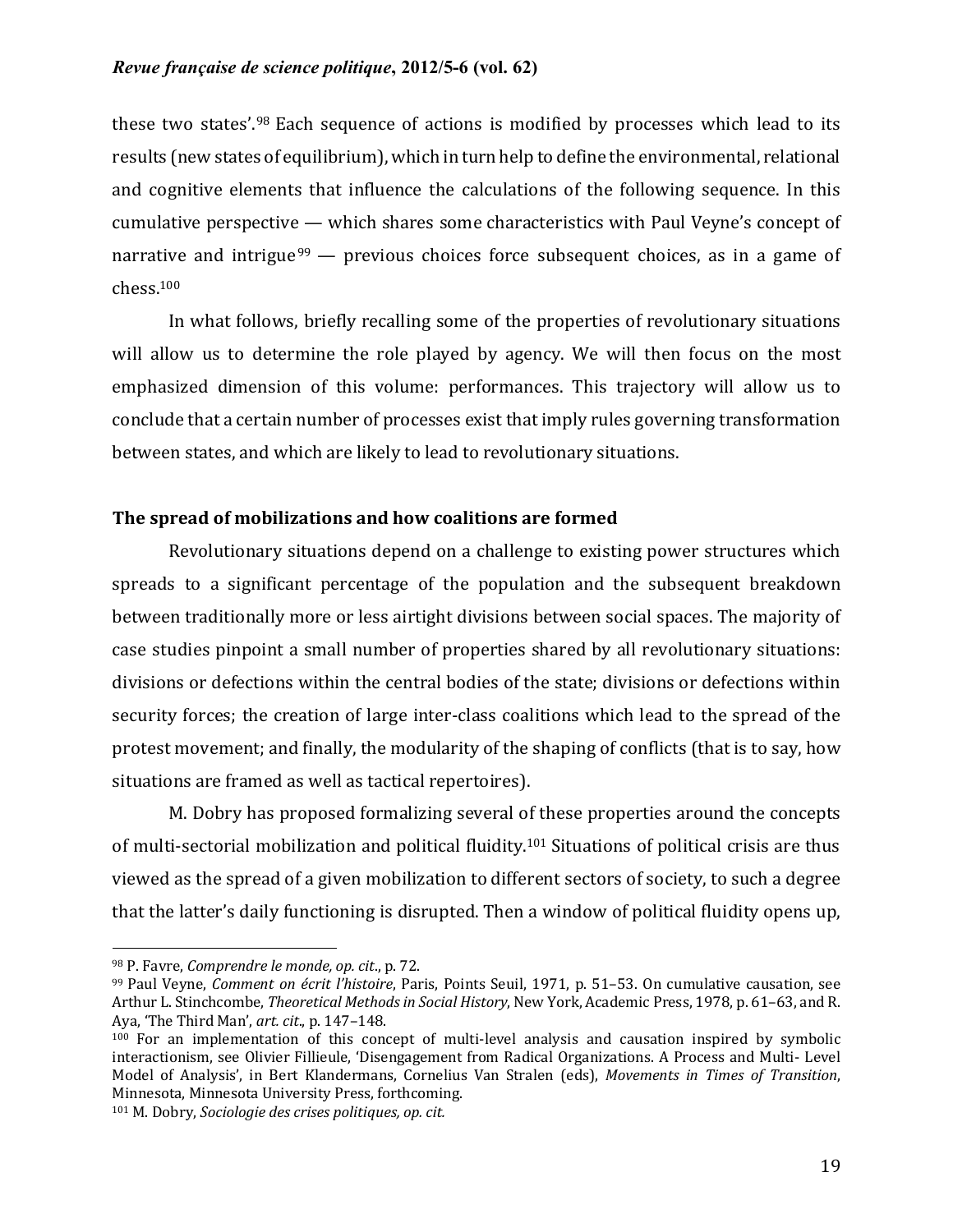these two states'.[98] Each sequence of actions is modified by processes which lead to its results (new states of equilibrium), which in turn help to define the environmental, relational and cognitive elements that influence the calculations of the following sequence. In this cumulative perspective — which shares some characteristics with Paul Veyne's concept of narrative and intrigue[99] — previous choices force subsequent choices, as in a game of chess.[100]

In what follows, briefly recalling some of the properties of revolutionary situations will allow us to determine the role played by agency. We will then focus on the most emphasized dimension of this volume: performances. This trajectory will allow us to conclude that a certain number of processes exist that imply rules governing transformation between states, and which are likely to lead to revolutionary situations.

### The spread of mobilizations and how coalitions are formed

Revolutionary situations depend on a challenge to existing power structures which spreads to a significant percentage of the population and the subsequent breakdown between traditionally more or less airtight divisions between social spaces. The majority of case studies pinpoint a small number of properties shared by all revolutionary situations: divisions or defections within the central bodies of the state; divisions or defections within security forces; the creation of large inter-class coalitions which lead to the spread of the protest movement; and finally, the modularity of the shaping of conflicts (that is to say, how situations are framed as well as tactical repertoires).

M. Dobry has proposed formalizing several of these properties around the concepts of multi-sectorial mobilization and political fluidity.[101] Situations of political crisis are thus viewed as the spread of a given mobilization to different sectors of society, to such a degree that the latter's daily functioning is disrupted. Then a window of political fluidity opens up,

---

[98] P. Favre, *Comprendre le monde, op. cit*., p. 72.

[99] Paul Veyne, *Comment on écrit l'histoire*, Paris, Points Seuil, 1971, p. 51–53. On cumulative causation, see Arthur L. Stinchcombe, *Theoretical Methods in Social History*, New York, Academic Press, 1978, p. 61–63, and R. Aya, 'The Third Man', *art. cit*., p. 147–148.

[100] For an implementation of this concept of multi-level analysis and causation inspired by symbolic interactionism, see Olivier Fillieule, 'Disengagement from Radical Organizations. A Process and Multi- Level Model of Analysis', in Bert Klandermans, Cornelius Van Stralen (eds), *Movements in Times of Transition*, Minnesota, Minnesota University Press, forthcoming.

[101] M. Dobry, *Sociologie des crises politiques, op. cit.*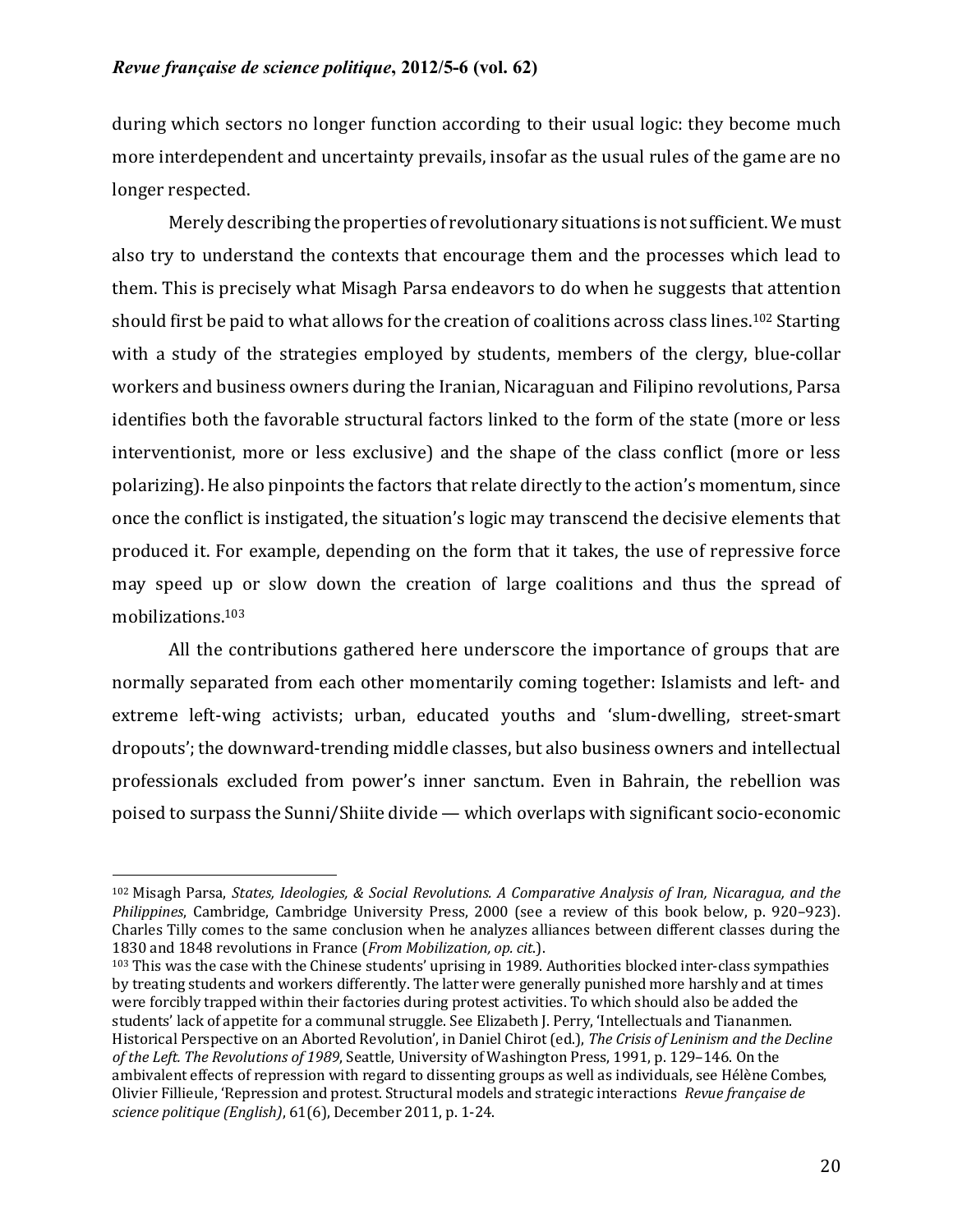during which sectors no longer function according to their usual logic: they become much more interdependent and uncertainty prevails, insofar as the usual rules of the game are no longer respected.

Merely describing the properties of revolutionary situations is not sufficient. We must also try to understand the contexts that encourage them and the processes which lead to them. This is precisely what Misagh Parsa endeavors to do when he suggests that attention should first be paid to what allows for the creation of coalitions across class lines.[102] Starting with a study of the strategies employed by students, members of the clergy, blue-collar workers and business owners during the Iranian, Nicaraguan and Filipino revolutions, Parsa identifies both the favorable structural factors linked to the form of the state (more or less interventionist, more or less exclusive) and the shape of the class conflict (more or less polarizing). He also pinpoints the factors that relate directly to the action's momentum, since once the conflict is instigated, the situation's logic may transcend the decisive elements that produced it. For example, depending on the form that it takes, the use of repressive force may speed up or slow down the creation of large coalitions and thus the spread of mobilizations.[103]

All the contributions gathered here underscore the importance of groups that are normally separated from each other momentarily coming together: Islamists and left- and extreme left-wing activists; urban, educated youths and 'slum-dwelling, street-smart dropouts'; the downward-trending middle classes, but also business owners and intellectual professionals excluded from power's inner sanctum. Even in Bahrain, the rebellion was poised to surpass the Sunni/Shiite divide — which overlaps with significant socio-economic

---

[102] Misagh Parsa, *States, Ideologies, & Social Revolutions. A Comparative Analysis of Iran, Nicaragua, and the Philippines*, Cambridge, Cambridge University Press, 2000 (see a review of this book below, p. 920–923). Charles Tilly comes to the same conclusion when he analyzes alliances between different classes during the 1830 and 1848 revolutions in France (*From Mobilization, op. cit.*).

[103] This was the case with the Chinese students' uprising in 1989. Authorities blocked inter-class sympathies by treating students and workers differently. The latter were generally punished more harshly and at times were forcibly trapped within their factories during protest activities. To which should also be added the students' lack of appetite for a communal struggle. See Elizabeth J. Perry, 'Intellectuals and Tiananmen. Historical Perspective on an Aborted Revolution', in Daniel Chirot (ed.), *The Crisis of Leninism and the Decline of the Left. The Revolutions of 1989*, Seattle, University of Washington Press, 1991, p. 129–146. On the ambivalent effects of repression with regard to dissenting groups as well as individuals, see Hélène Combes, Olivier Fillieule, 'Repression and protest. Structural models and strategic interactions *Revue française de science politique (English)*, 61(6), December 2011, p. 1-24.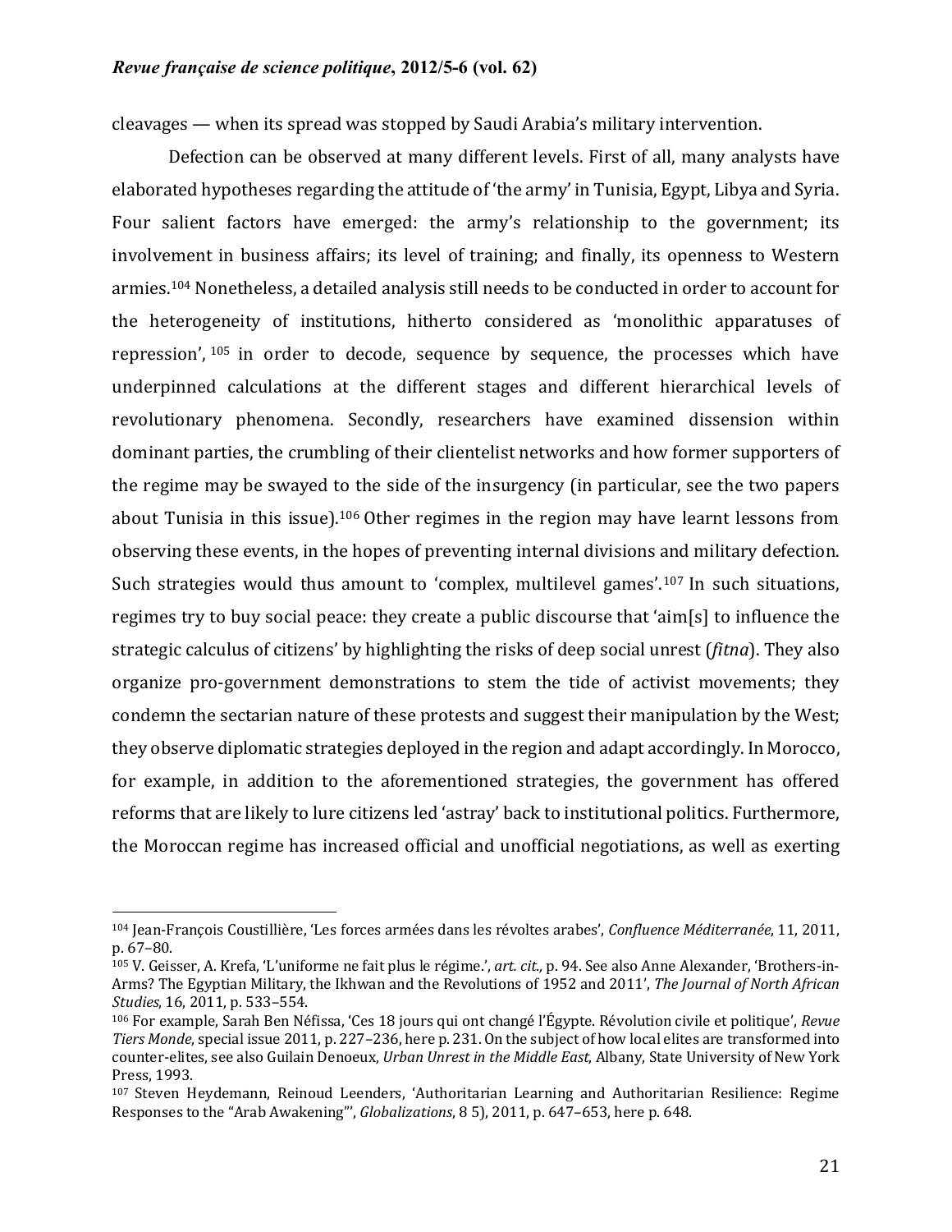cleavages — when its spread was stopped by Saudi Arabia's military intervention.

Defection can be observed at many different levels. First of all, many analysts have elaborated hypotheses regarding the attitude of 'the army' in Tunisia, Egypt, Libya and Syria. Four salient factors have emerged: the army's relationship to the government; its involvement in business affairs; its level of training; and finally, its openness to Western armies.[104] Nonetheless, a detailed analysis still needs to be conducted in order to account for the heterogeneity of institutions, hitherto considered as 'monolithic apparatuses of repression', [105] in order to decode, sequence by sequence, the processes which have underpinned calculations at the different stages and different hierarchical levels of revolutionary phenomena. Secondly, researchers have examined dissension within dominant parties, the crumbling of their clientelist networks and how former supporters of the regime may be swayed to the side of the insurgency (in particular, see the two papers about Tunisia in this issue).[106] Other regimes in the region may have learnt lessons from observing these events, in the hopes of preventing internal divisions and military defection. Such strategies would thus amount to 'complex, multilevel games'.[107] In such situations, regimes try to buy social peace: they create a public discourse that 'aim[s] to influence the strategic calculus of citizens' by highlighting the risks of deep social unrest (*fitna*). They also organize pro-government demonstrations to stem the tide of activist movements; they condemn the sectarian nature of these protests and suggest their manipulation by the West; they observe diplomatic strategies deployed in the region and adapt accordingly. In Morocco, for example, in addition to the aforementioned strategies, the government has offered reforms that are likely to lure citizens led 'astray' back to institutional politics. Furthermore, the Moroccan regime has increased official and unofficial negotiations, as well as exerting

---

[104] Jean-François Coustillière, 'Les forces armées dans les révoltes arabes', *Confluence Méditerranée*, 11, 2011, p. 67–80.

[105] V. Geisser, A. Krefa, 'L'uniforme ne fait plus le régime.', *art. cit.,* p. 94. See also Anne Alexander, 'Brothers-in-Arms? The Egyptian Military, the Ikhwan and the Revolutions of 1952 and 2011', *The Journal of North African Studies*, 16, 2011, p. 533–554.

[106] For example, Sarah Ben Néfissa, 'Ces 18 jours qui ont changé l'Égypte. Révolution civile et politique', *Revue Tiers Monde*, special issue 2011, p. 227–236, here p. 231. On the subject of how local elites are transformed into counter-elites, see also Guilain Denoeux, *Urban Unrest in the Middle East*, Albany, State University of New York Press, 1993.

[107] Steven Heydemann, Reinoud Leenders, 'Authoritarian Learning and Authoritarian Resilience: Regime Responses to the "Arab Awakening"', *Globalizations*, 8 5), 2011, p. 647–653, here p. 648.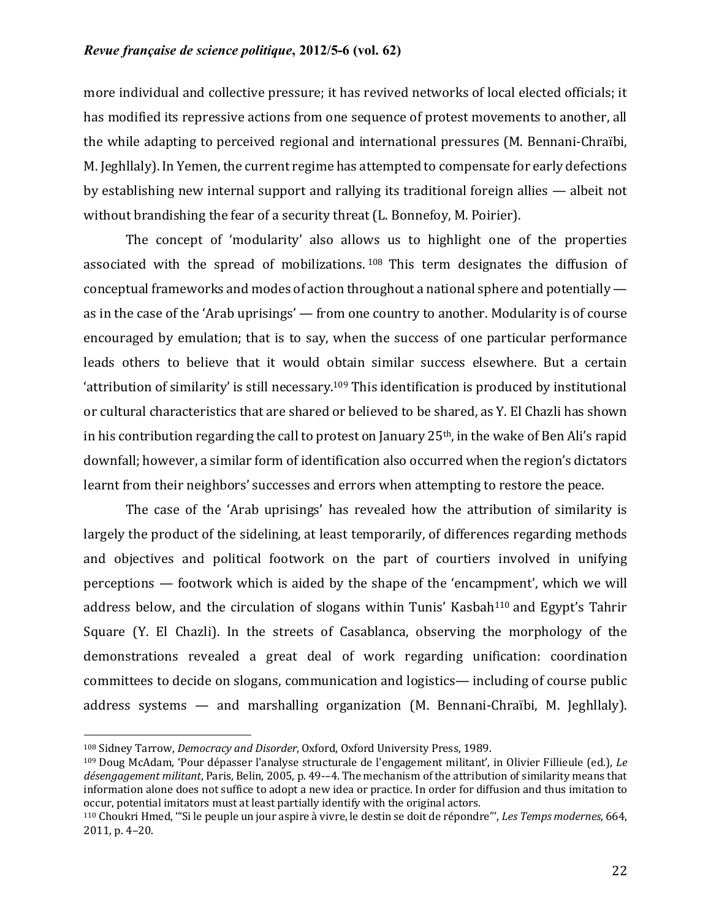more individual and collective pressure; it has revived networks of local elected officials; it has modified its repressive actions from one sequence of protest movements to another, all the while adapting to perceived regional and international pressures (M. Bennani-Chraïbi, M. Jeghllaly). In Yemen, the current regime has attempted to compensate for early defections by establishing new internal support and rallying its traditional foreign allies — albeit not without brandishing the fear of a security threat (L. Bonnefoy, M. Poirier).

The concept of 'modularity' also allows us to highlight one of the properties associated with the spread of mobilizations.[108] This term designates the diffusion of conceptual frameworks and modes of action throughout a national sphere and potentially — as in the case of the 'Arab uprisings' — from one country to another. Modularity is of course encouraged by emulation; that is to say, when the success of one particular performance leads others to believe that it would obtain similar success elsewhere. But a certain 'attribution of similarity' is still necessary.[109] This identification is produced by institutional or cultural characteristics that are shared or believed to be shared, as Y. El Chazli has shown in his contribution regarding the call to protest on January 25th, in the wake of Ben Ali's rapid downfall; however, a similar form of identification also occurred when the region's dictators learnt from their neighbors' successes and errors when attempting to restore the peace.

The case of the 'Arab uprisings' has revealed how the attribution of similarity is largely the product of the sidelining, at least temporarily, of differences regarding methods and objectives and political footwork on the part of courtiers involved in unifying perceptions — footwork which is aided by the shape of the 'encampment', which we will address below, and the circulation of slogans within Tunis' Kasbah[110] and Egypt's Tahrir Square (Y. El Chazli). In the streets of Casablanca, observing the morphology of the demonstrations revealed a great deal of work regarding unification: coordination committees to decide on slogans, communication and logistics— including of course public address systems — and marshalling organization (M. Bennani-Chraïbi, M. Jeghllaly).

---

[108] Sidney Tarrow, *Democracy and Disorder*, Oxford, Oxford University Press, 1989.

[109] Doug McAdam, 'Pour dépasser l'analyse structurale de l'engagement militant', in Olivier Fillieule (ed.), *Le désengagement militant*, Paris, Belin, 2005, p. 49-–4. The mechanism of the attribution of similarity means that information alone does not suffice to adopt a new idea or practice. In order for diffusion and thus imitation to occur, potential imitators must at least partially identify with the original actors.

[110] Choukri Hmed, '"Si le peuple un jour aspire à vivre, le destin se doit de répondre"', *Les Temps modernes*, 664, 2011, p. 4–20.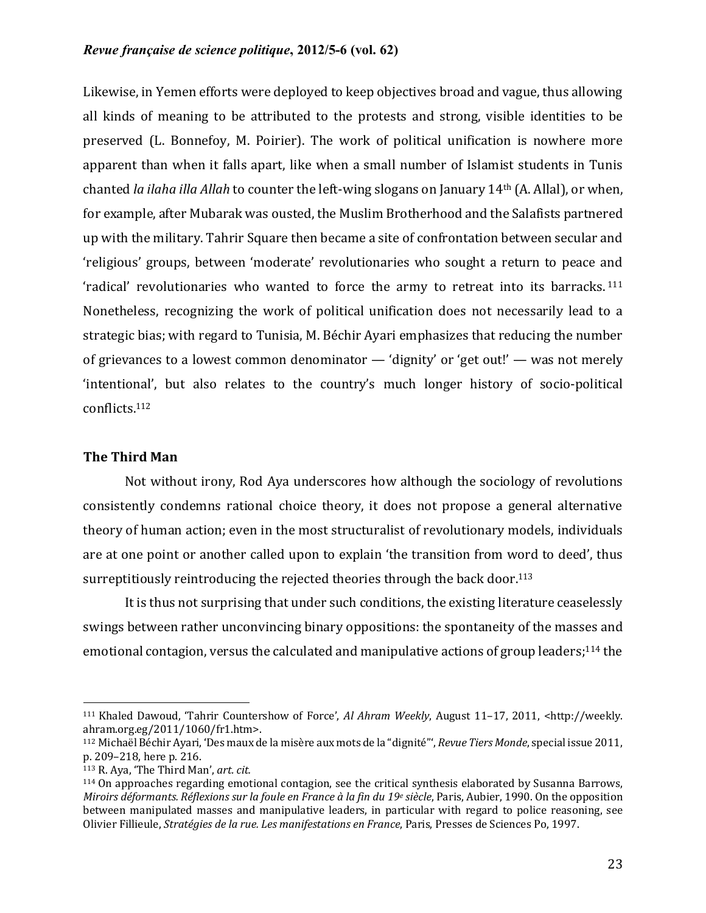Likewise, in Yemen efforts were deployed to keep objectives broad and vague, thus allowing all kinds of meaning to be attributed to the protests and strong, visible identities to be preserved (L. Bonnefoy, M. Poirier). The work of political unification is nowhere more apparent than when it falls apart, like when a small number of Islamist students in Tunis chanted *la ilaha illa Allah* to counter the left-wing slogans on January 14th (A. Allal), or when, for example, after Mubarak was ousted, the Muslim Brotherhood and the Salafists partnered up with the military. Tahrir Square then became a site of confrontation between secular and 'religious' groups, between 'moderate' revolutionaries who sought a return to peace and 'radical' revolutionaries who wanted to force the army to retreat into its barracks.[111] Nonetheless, recognizing the work of political unification does not necessarily lead to a strategic bias; with regard to Tunisia, M. Béchir Ayari emphasizes that reducing the number of grievances to a lowest common denominator — 'dignity' or 'get out!' — was not merely 'intentional', but also relates to the country's much longer history of socio-political conflicts.[112]

### The Third Man

Not without irony, Rod Aya underscores how although the sociology of revolutions consistently condemns rational choice theory, it does not propose a general alternative theory of human action; even in the most structuralist of revolutionary models, individuals are at one point or another called upon to explain 'the transition from word to deed', thus surreptitiously reintroducing the rejected theories through the back door.[113]

It is thus not surprising that under such conditions, the existing literature ceaselessly swings between rather unconvincing binary oppositions: the spontaneity of the masses and emotional contagion, versus the calculated and manipulative actions of group leaders;[114] the

---

[111] Khaled Dawoud, 'Tahrir Countershow of Force', *Al Ahram Weekly*, August 11–17, 2011, <http://weekly.ahram.org.eg/2011/1060/fr1.htm>.

[112] Michaël Béchir Ayari, 'Des maux de la misère aux mots de la "dignité"', *Revue Tiers Monde*, special issue 2011, p. 209–218, here p. 216.

[113] R. Aya, 'The Third Man', *art. cit.*

[114] On approaches regarding emotional contagion, see the critical synthesis elaborated by Susanna Barrows, *Miroirs déformants. Réflexions sur la foule en France à la fin du 19e siècle*, Paris, Aubier, 1990. On the opposition between manipulated masses and manipulative leaders, in particular with regard to police reasoning, see Olivier Fillieule, *Stratégies de la rue. Les manifestations en France*, Paris, Presses de Sciences Po, 1997.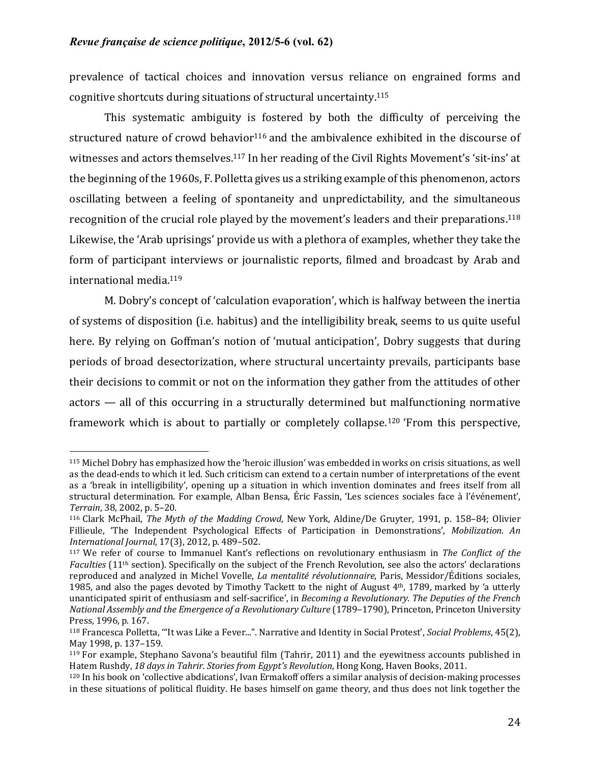prevalence of tactical choices and innovation versus reliance on engrained forms and cognitive shortcuts during situations of structural uncertainty.[115]

This systematic ambiguity is fostered by both the difficulty of perceiving the structured nature of crowd behavior[116] and the ambivalence exhibited in the discourse of witnesses and actors themselves.[117] In her reading of the Civil Rights Movement's 'sit-ins' at the beginning of the 1960s, F. Polletta gives us a striking example of this phenomenon, actors oscillating between a feeling of spontaneity and unpredictability, and the simultaneous recognition of the crucial role played by the movement's leaders and their preparations.[118] Likewise, the 'Arab uprisings' provide us with a plethora of examples, whether they take the form of participant interviews or journalistic reports, filmed and broadcast by Arab and international media.[119]

M. Dobry's concept of 'calculation evaporation', which is halfway between the inertia of systems of disposition (i.e. habitus) and the intelligibility break, seems to us quite useful here. By relying on Goffman's notion of 'mutual anticipation', Dobry suggests that during periods of broad desectorization, where structural uncertainty prevails, participants base their decisions to commit or not on the information they gather from the attitudes of other actors — all of this occurring in a structurally determined but malfunctioning normative framework which is about to partially or completely collapse.[120] 'From this perspective,

---

[115] Michel Dobry has emphasized how the 'heroic illusion' was embedded in works on crisis situations, as well as the dead-ends to which it led. Such criticism can extend to a certain number of interpretations of the event as a 'break in intelligibility', opening up a situation in which invention dominates and frees itself from all structural determination. For example, Alban Bensa, Éric Fassin, 'Les sciences sociales face à l'événement', *Terrain*, 38, 2002, p. 5–20.

[116] Clark McPhail, *The Myth of the Madding Crowd*, New York, Aldine/De Gruyter, 1991, p. 158–84; Olivier Fillieule, 'The Independent Psychological Effects of Participation in Demonstrations', *Mobilization. An International Journal*, 17(3), 2012, p. 489–502.

[117] We refer of course to Immanuel Kant's reflections on revolutionary enthusiasm in *The Conflict of the Faculties* (11th section). Specifically on the subject of the French Revolution, see also the actors' declarations reproduced and analyzed in Michel Vovelle, *La mentalité révolutionnaire*, Paris, Messidor/Éditions sociales, 1985, and also the pages devoted by Timothy Tackett to the night of August 4th, 1789, marked by 'a utterly unanticipated spirit of enthusiasm and self-sacrifice', in *Becoming a Revolutionary. The Deputies of the French National Assembly and the Emergence of a Revolutionary Culture* (1789–1790), Princeton, Princeton University Press, 1996, p. 167.

[118] Francesca Polletta, '"It was Like a Fever...". Narrative and Identity in Social Protest', *Social Problems*, 45(2), May 1998, p. 137–159.

[119] For example, Stephano Savona's beautiful film (Tahrir, 2011) and the eyewitness accounts published in Hatem Rushdy, *18 days in Tahrir. Stories from Egypt's Revolution*, Hong Kong, Haven Books, 2011.

[120] In his book on 'collective abdications', Ivan Ermakoff offers a similar analysis of decision-making processes in these situations of political fluidity. He bases himself on game theory, and thus does not link together the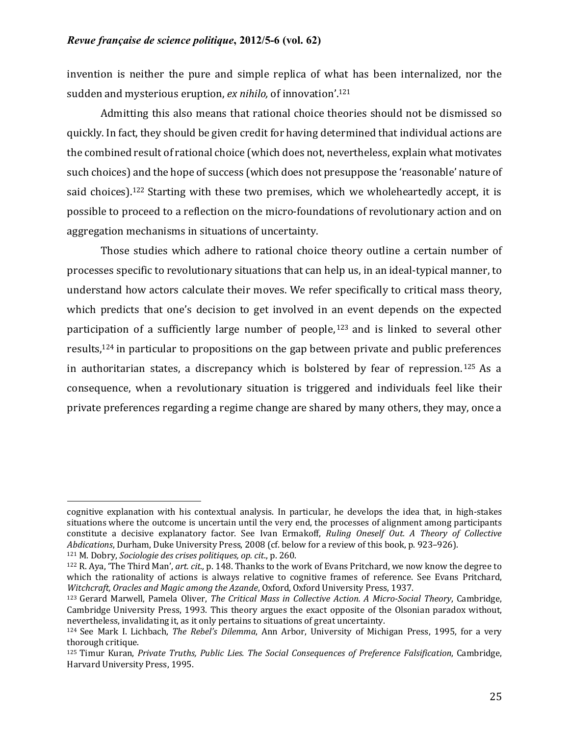invention is neither the pure and simple replica of what has been internalized, nor the sudden and mysterious eruption, *ex nihilo,* of innovation'.[121]

Admitting this also means that rational choice theories should not be dismissed so quickly. In fact, they should be given credit for having determined that individual actions are the combined result of rational choice (which does not, nevertheless, explain what motivates such choices) and the hope of success (which does not presuppose the 'reasonable' nature of said choices).[122] Starting with these two premises, which we wholeheartedly accept, it is possible to proceed to a reflection on the micro-foundations of revolutionary action and on aggregation mechanisms in situations of uncertainty.

Those studies which adhere to rational choice theory outline a certain number of processes specific to revolutionary situations that can help us, in an ideal-typical manner, to understand how actors calculate their moves. We refer specifically to critical mass theory, which predicts that one's decision to get involved in an event depends on the expected participation of a sufficiently large number of people,[123] and is linked to several other results,[124] in particular to propositions on the gap between private and public preferences in authoritarian states, a discrepancy which is bolstered by fear of repression.[125] As a consequence, when a revolutionary situation is triggered and individuals feel like their private preferences regarding a regime change are shared by many others, they may, once a

---

cognitive explanation with his contextual analysis. In particular, he develops the idea that, in high-stakes situations where the outcome is uncertain until the very end, the processes of alignment among participants constitute a decisive explanatory factor. See Ivan Ermakoff, *Ruling Oneself Out. A Theory of Collective Abdications*, Durham, Duke University Press, 2008 (cf. below for a review of this book, p. 923–926).

[121] M. Dobry, *Sociologie des crises politiques, op. cit*., p. 260.

[122] R. Aya, 'The Third Man', *art. cit.,* p. 148. Thanks to the work of Evans Pritchard, we now know the degree to which the rationality of actions is always relative to cognitive frames of reference. See Evans Pritchard, *Witchcraft, Oracles and Magic among the Azande*, Oxford, Oxford University Press, 1937.

[123] Gerard Marwell, Pamela Oliver, *The Critical Mass in Collective Action. A Micro-Social Theory*, Cambridge, Cambridge University Press, 1993. This theory argues the exact opposite of the Olsonian paradox without, nevertheless, invalidating it, as it only pertains to situations of great uncertainty.

[124] See Mark I. Lichbach, *The Rebel's Dilemma*, Ann Arbor, University of Michigan Press, 1995, for a very thorough critique.

[125] Timur Kuran, *Private Truths, Public Lies. The Social Consequences of Preference Falsification*, Cambridge, Harvard University Press, 1995.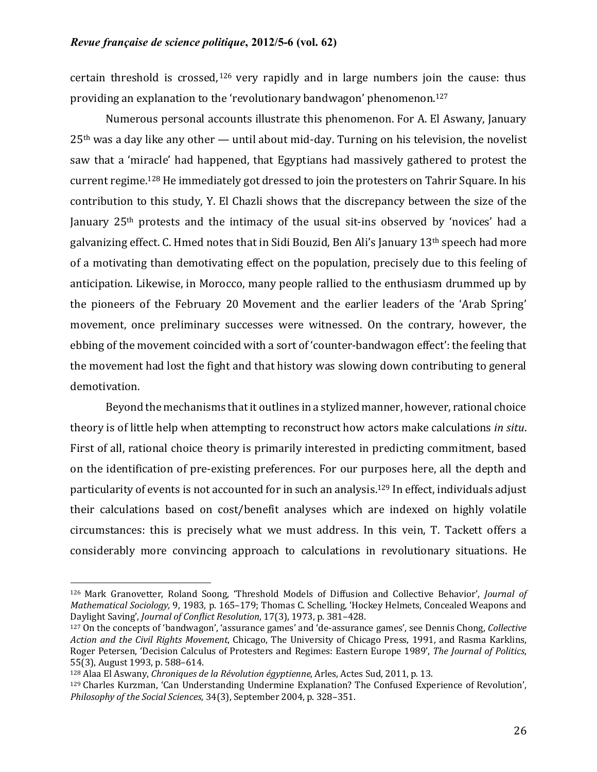certain threshold is crossed,[126] very rapidly and in large numbers join the cause: thus providing an explanation to the 'revolutionary bandwagon' phenomenon.[127]

Numerous personal accounts illustrate this phenomenon. For A. El Aswany, January 25th was a day like any other — until about mid-day. Turning on his television, the novelist saw that a 'miracle' had happened, that Egyptians had massively gathered to protest the current regime.[128] He immediately got dressed to join the protesters on Tahrir Square. In his contribution to this study, Y. El Chazli shows that the discrepancy between the size of the January 25th protests and the intimacy of the usual sit-ins observed by 'novices' had a galvanizing effect. C. Hmed notes that in Sidi Bouzid, Ben Ali's January 13th speech had more of a motivating than demotivating effect on the population, precisely due to this feeling of anticipation. Likewise, in Morocco, many people rallied to the enthusiasm drummed up by the pioneers of the February 20 Movement and the earlier leaders of the 'Arab Spring' movement, once preliminary successes were witnessed. On the contrary, however, the ebbing of the movement coincided with a sort of 'counter-bandwagon effect': the feeling that the movement had lost the fight and that history was slowing down contributing to general demotivation.

Beyond the mechanisms that it outlines in a stylized manner, however, rational choice theory is of little help when attempting to reconstruct how actors make calculations *in situ*. First of all, rational choice theory is primarily interested in predicting commitment, based on the identification of pre-existing preferences. For our purposes here, all the depth and particularity of events is not accounted for in such an analysis.[129] In effect, individuals adjust their calculations based on cost/benefit analyses which are indexed on highly volatile circumstances: this is precisely what we must address. In this vein, T. Tackett offers a considerably more convincing approach to calculations in revolutionary situations. He

---

[126] Mark Granovetter, Roland Soong, 'Threshold Models of Diffusion and Collective Behavior', *Journal of Mathematical Sociology,* 9, 1983, p. 165–179; Thomas C. Schelling, 'Hockey Helmets, Concealed Weapons and Daylight Saving', *Journal of Conflict Resolution*, 17(3), 1973, p. 381–428.

[127] On the concepts of 'bandwagon', 'assurance games' and 'de-assurance games', see Dennis Chong, *Collective Action and the Civil Rights Movement*, Chicago, The University of Chicago Press, 1991, and Rasma Karklins, Roger Petersen, 'Decision Calculus of Protesters and Regimes: Eastern Europe 1989', *The Journal of Politics*, 55(3), August 1993, p. 588–614.

[128] Alaa El Aswany, *Chroniques de la Révolution égyptienne*, Arles, Actes Sud, 2011, p. 13.

[129] Charles Kurzman, 'Can Understanding Undermine Explanation? The Confused Experience of Revolution', *Philosophy of the Social Sciences*, 34(3), September 2004, p. 328–351.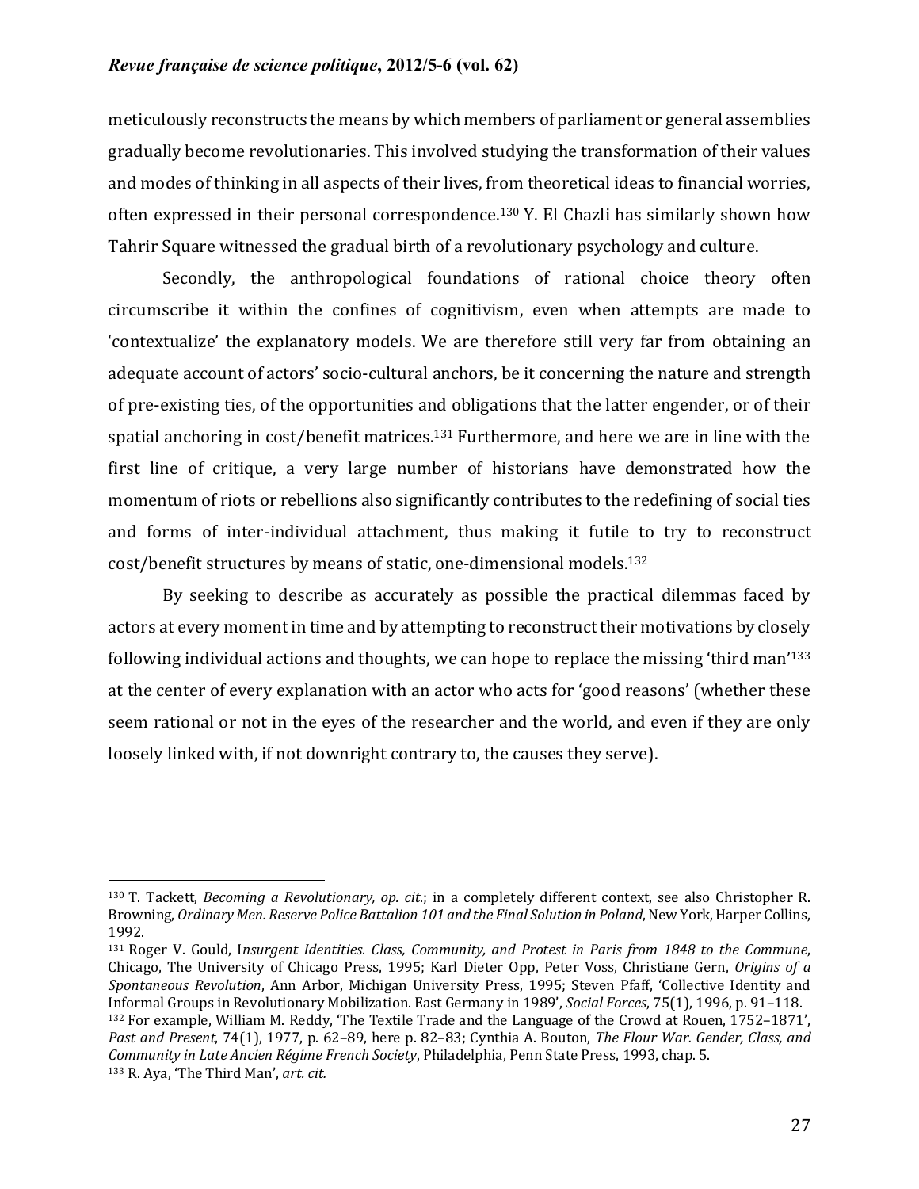meticulously reconstructs the means by which members of parliament or general assemblies gradually become revolutionaries. This involved studying the transformation of their values and modes of thinking in all aspects of their lives, from theoretical ideas to financial worries, often expressed in their personal correspondence.[130] Y. El Chazli has similarly shown how Tahrir Square witnessed the gradual birth of a revolutionary psychology and culture.

Secondly, the anthropological foundations of rational choice theory often circumscribe it within the confines of cognitivism, even when attempts are made to 'contextualize' the explanatory models. We are therefore still very far from obtaining an adequate account of actors' socio-cultural anchors, be it concerning the nature and strength of pre-existing ties, of the opportunities and obligations that the latter engender, or of their spatial anchoring in cost/benefit matrices.[131] Furthermore, and here we are in line with the first line of critique, a very large number of historians have demonstrated how the momentum of riots or rebellions also significantly contributes to the redefining of social ties and forms of inter-individual attachment, thus making it futile to try to reconstruct cost/benefit structures by means of static, one-dimensional models.[132]

By seeking to describe as accurately as possible the practical dilemmas faced by actors at every moment in time and by attempting to reconstruct their motivations by closely following individual actions and thoughts, we can hope to replace the missing 'third man'[133] at the center of every explanation with an actor who acts for 'good reasons' (whether these seem rational or not in the eyes of the researcher and the world, and even if they are only loosely linked with, if not downright contrary to, the causes they serve).

---

[130] T. Tackett, *Becoming a Revolutionary, op. cit.*; in a completely different context, see also Christopher R. Browning, *Ordinary Men. Reserve Police Battalion 101 and the Final Solution in Poland*, New York, Harper Collins, 1992.

[131] Roger V. Gould, I*nsurgent Identities. Class, Community, and Protest in Paris from 1848 to the Commune*, Chicago, The University of Chicago Press, 1995; Karl Dieter Opp, Peter Voss, Christiane Gern, *Origins of a Spontaneous Revolution*, Ann Arbor, Michigan University Press, 1995; Steven Pfaff, 'Collective Identity and Informal Groups in Revolutionary Mobilization. East Germany in 1989', *Social Forces*, 75(1), 1996, p. 91–118.

[132] For example, William M. Reddy, 'The Textile Trade and the Language of the Crowd at Rouen, 1752–1871', *Past and Present*, 74(1), 1977, p. 62–89, here p. 82–83; Cynthia A. Bouton, *The Flour War. Gender, Class, and Community in Late Ancien Régime French Society*, Philadelphia, Penn State Press, 1993, chap. 5.

[133] R. Aya, 'The Third Man', *art. cit.*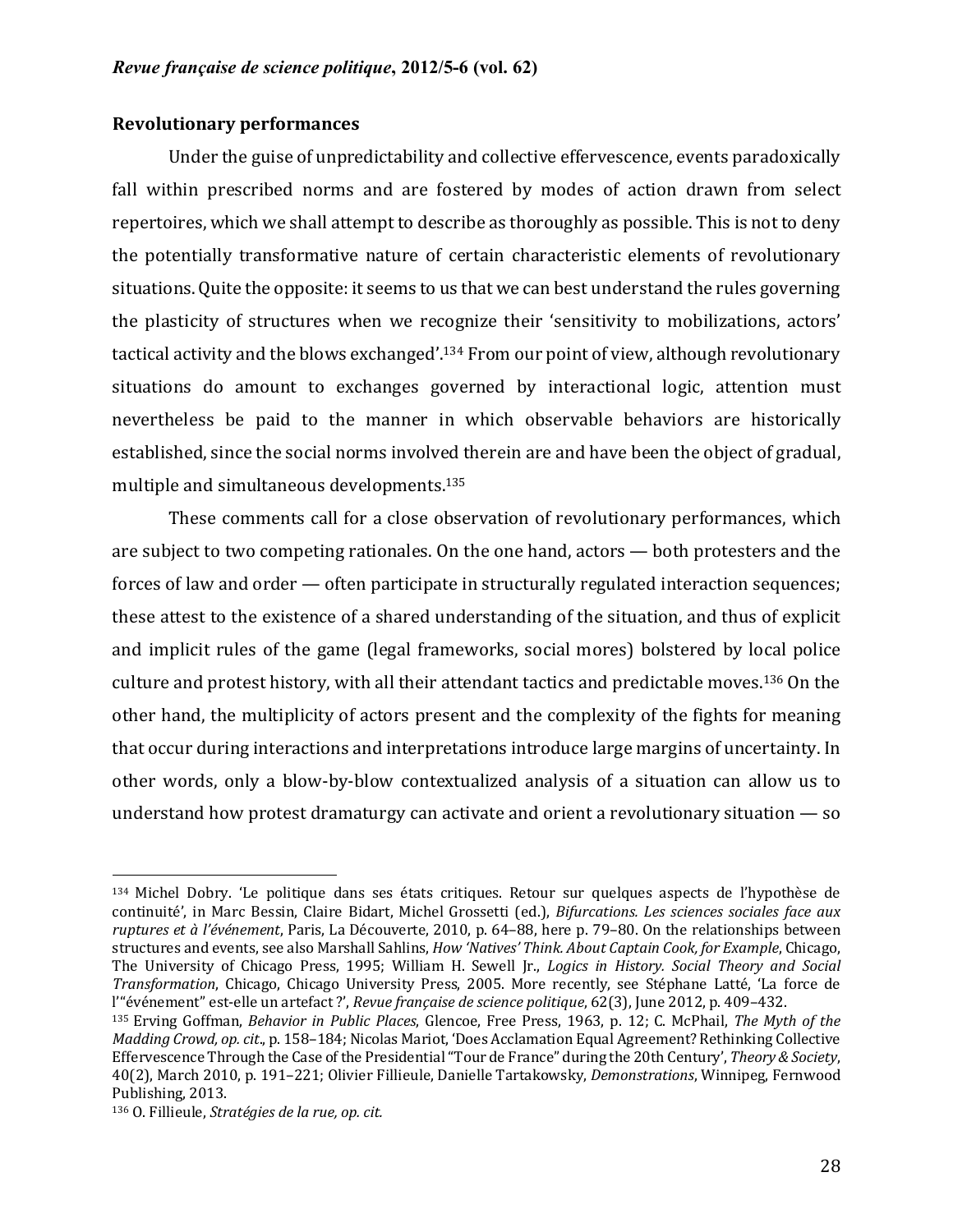### Revolutionary performances

Under the guise of unpredictability and collective effervescence, events paradoxically fall within prescribed norms and are fostered by modes of action drawn from select repertoires, which we shall attempt to describe as thoroughly as possible. This is not to deny the potentially transformative nature of certain characteristic elements of revolutionary situations. Quite the opposite: it seems to us that we can best understand the rules governing the plasticity of structures when we recognize their 'sensitivity to mobilizations, actors' tactical activity and the blows exchanged'.[134] From our point of view, although revolutionary situations do amount to exchanges governed by interactional logic, attention must nevertheless be paid to the manner in which observable behaviors are historically established, since the social norms involved therein are and have been the object of gradual, multiple and simultaneous developments.[135]

These comments call for a close observation of revolutionary performances, which are subject to two competing rationales. On the one hand, actors — both protesters and the forces of law and order — often participate in structurally regulated interaction sequences; these attest to the existence of a shared understanding of the situation, and thus of explicit and implicit rules of the game (legal frameworks, social mores) bolstered by local police culture and protest history, with all their attendant tactics and predictable moves.[136] On the other hand, the multiplicity of actors present and the complexity of the fights for meaning that occur during interactions and interpretations introduce large margins of uncertainty. In other words, only a blow-by-blow contextualized analysis of a situation can allow us to understand how protest dramaturgy can activate and orient a revolutionary situation — so

---

[134] Michel Dobry. 'Le politique dans ses états critiques. Retour sur quelques aspects de l'hypothèse de continuité', in Marc Bessin, Claire Bidart, Michel Grossetti (ed.), *Bifurcations. Les sciences sociales face aux ruptures et à l'événement*, Paris, La Découverte, 2010, p. 64–88, here p. 79–80. On the relationships between structures and events, see also Marshall Sahlins, *How 'Natives' Think. About Captain Cook, for Example*, Chicago, The University of Chicago Press, 1995; William H. Sewell Jr., *Logics in History. Social Theory and Social Transformation*, Chicago, Chicago University Press, 2005. More recently, see Stéphane Latté, 'La force de l'"événement" est-elle un artefact ?', *Revue française de science politique*, 62(3), June 2012, p. 409–432.

[135] Erving Goffman, *Behavior in Public Places*, Glencoe, Free Press, 1963, p. 12; C. McPhail, *The Myth of the Madding Crowd, op. cit.*, p. 158–184; Nicolas Mariot, 'Does Acclamation Equal Agreement? Rethinking Collective Effervescence Through the Case of the Presidential "Tour de France" during the 20th Century', *Theory & Society*, 40(2), March 2010, p. 191–221; Olivier Fillieule, Danielle Tartakowsky, *Demonstrations*, Winnipeg, Fernwood Publishing, 2013.

[136] O. Fillieule, *Stratégies de la rue, op. cit.*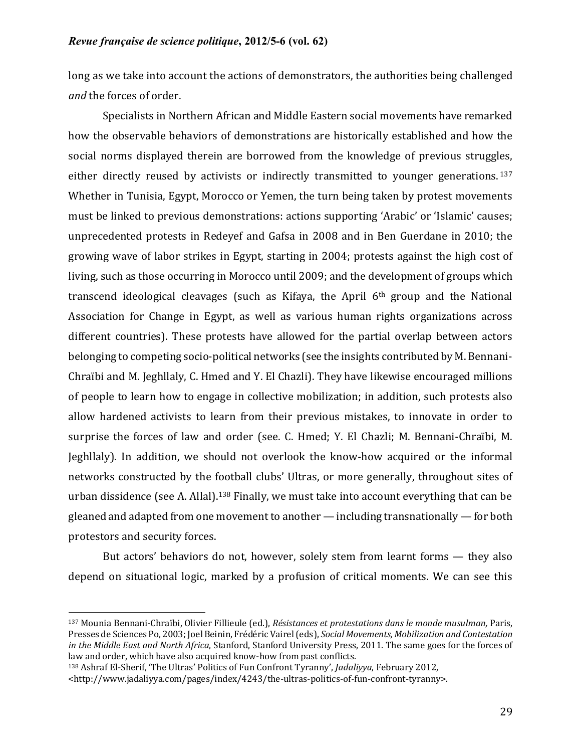long as we take into account the actions of demonstrators, the authorities being challenged *and* the forces of order.

Specialists in Northern African and Middle Eastern social movements have remarked how the observable behaviors of demonstrations are historically established and how the social norms displayed therein are borrowed from the knowledge of previous struggles, either directly reused by activists or indirectly transmitted to younger generations.[137] Whether in Tunisia, Egypt, Morocco or Yemen, the turn being taken by protest movements must be linked to previous demonstrations: actions supporting 'Arabic' or 'Islamic' causes; unprecedented protests in Redeyef and Gafsa in 2008 and in Ben Guerdane in 2010; the growing wave of labor strikes in Egypt, starting in 2004; protests against the high cost of living, such as those occurring in Morocco until 2009; and the development of groups which transcend ideological cleavages (such as Kifaya, the April 6th group and the National Association for Change in Egypt, as well as various human rights organizations across different countries). These protests have allowed for the partial overlap between actors belonging to competing socio-political networks (see the insights contributed by M. Bennani-Chraïbi and M. Jeghllaly, C. Hmed and Y. El Chazli). They have likewise encouraged millions of people to learn how to engage in collective mobilization; in addition, such protests also allow hardened activists to learn from their previous mistakes, to innovate in order to surprise the forces of law and order (see. C. Hmed; Y. El Chazli; M. Bennani-Chraïbi, M. Jeghllaly). In addition, we should not overlook the know-how acquired or the informal networks constructed by the football clubs' Ultras, or more generally, throughout sites of urban dissidence (see A. Allal).[138] Finally, we must take into account everything that can be gleaned and adapted from one movement to another — including transnationally — for both protestors and security forces.

But actors' behaviors do not, however, solely stem from learnt forms — they also depend on situational logic, marked by a profusion of critical moments. We can see this

---

[137] Mounia Bennani-Chraïbi, Olivier Fillieule (ed.), *Résistances et protestations dans le monde musulman,* Paris, Presses de Sciences Po, 2003; Joel Beinin, Frédéric Vairel (eds), *Social Movements, Mobilization and Contestation in the Middle East and North Africa*, Stanford, Stanford University Press, 2011. The same goes for the forces of law and order, which have also acquired know-how from past conflicts.

[138] Ashraf El-Sherif, 'The Ultras' Politics of Fun Confront Tyranny', *Jadaliyya*, February 2012, <http://www.jadaliyya.com/pages/index/4243/the-ultras-politics-of-fun-confront-tyranny>.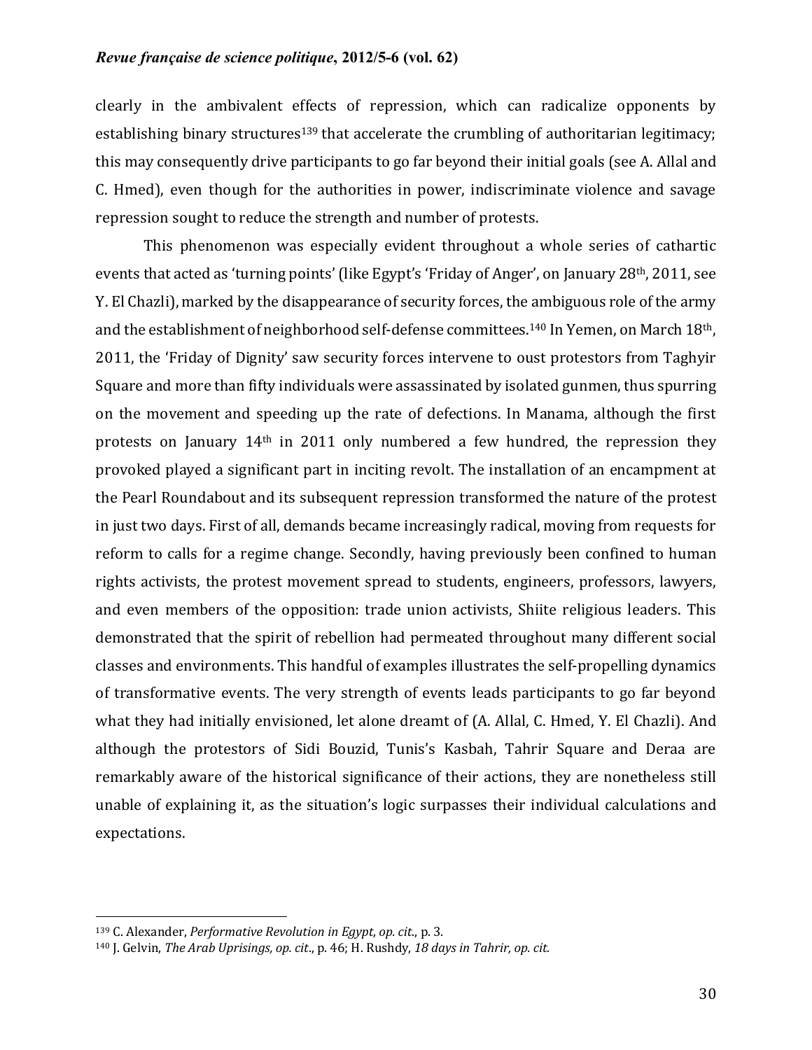clearly in the ambivalent effects of repression, which can radicalize opponents by establishing binary structures[139] that accelerate the crumbling of authoritarian legitimacy; this may consequently drive participants to go far beyond their initial goals (see A. Allal and C. Hmed), even though for the authorities in power, indiscriminate violence and savage repression sought to reduce the strength and number of protests.

This phenomenon was especially evident throughout a whole series of cathartic events that acted as 'turning points' (like Egypt's 'Friday of Anger', on January 28th, 2011, see Y. El Chazli), marked by the disappearance of security forces, the ambiguous role of the army and the establishment of neighborhood self-defense committees.[140] In Yemen, on March 18th, 2011, the 'Friday of Dignity' saw security forces intervene to oust protestors from Taghyir Square and more than fifty individuals were assassinated by isolated gunmen, thus spurring on the movement and speeding up the rate of defections. In Manama, although the first protests on January 14th in 2011 only numbered a few hundred, the repression they provoked played a significant part in inciting revolt. The installation of an encampment at the Pearl Roundabout and its subsequent repression transformed the nature of the protest in just two days. First of all, demands became increasingly radical, moving from requests for reform to calls for a regime change. Secondly, having previously been confined to human rights activists, the protest movement spread to students, engineers, professors, lawyers, and even members of the opposition: trade union activists, Shiite religious leaders. This demonstrated that the spirit of rebellion had permeated throughout many different social classes and environments. This handful of examples illustrates the self-propelling dynamics of transformative events. The very strength of events leads participants to go far beyond what they had initially envisioned, let alone dreamt of (A. Allal, C. Hmed, Y. El Chazli). And although the protestors of Sidi Bouzid, Tunis's Kasbah, Tahrir Square and Deraa are remarkably aware of the historical significance of their actions, they are nonetheless still unable of explaining it, as the situation's logic surpasses their individual calculations and expectations.

---

[139] C. Alexander, *Performative Revolution in Egypt*, *op. cit.*, p. 3.

[140] J. Gelvin, *The Arab Uprisings*, *op. cit.*, p. 46; H. Rushdy, *18 days in Tahrir*, *op. cit.*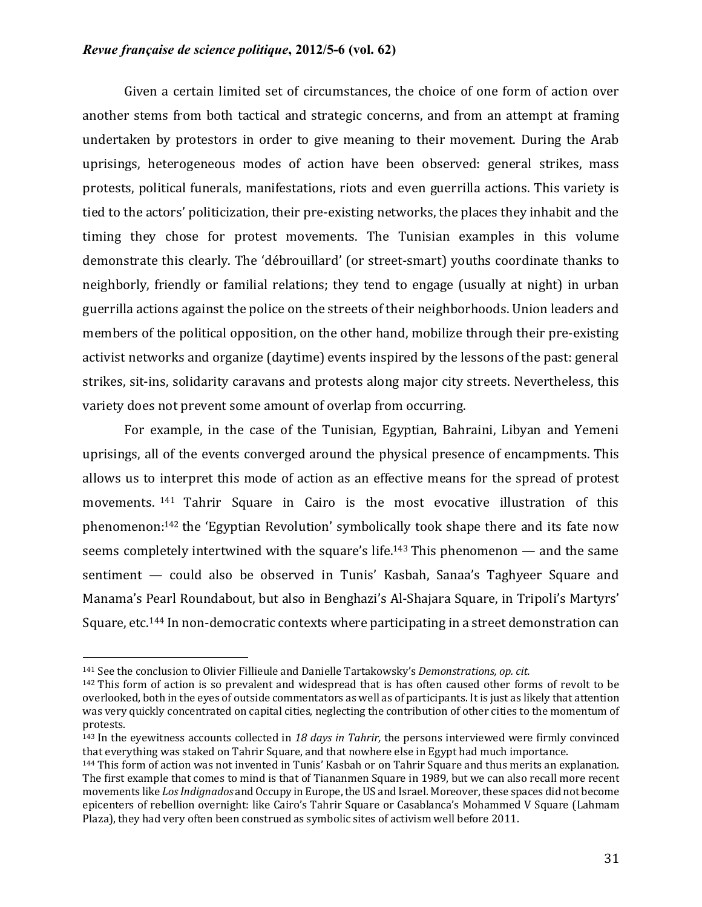Given a certain limited set of circumstances, the choice of one form of action over another stems from both tactical and strategic concerns, and from an attempt at framing undertaken by protestors in order to give meaning to their movement. During the Arab uprisings, heterogeneous modes of action have been observed: general strikes, mass protests, political funerals, manifestations, riots and even guerrilla actions. This variety is tied to the actors' politicization, their pre-existing networks, the places they inhabit and the timing they chose for protest movements. The Tunisian examples in this volume demonstrate this clearly. The 'débrouillard' (or street-smart) youths coordinate thanks to neighborly, friendly or familial relations; they tend to engage (usually at night) in urban guerrilla actions against the police on the streets of their neighborhoods. Union leaders and members of the political opposition, on the other hand, mobilize through their pre-existing activist networks and organize (daytime) events inspired by the lessons of the past: general strikes, sit-ins, solidarity caravans and protests along major city streets. Nevertheless, this variety does not prevent some amount of overlap from occurring.

For example, in the case of the Tunisian, Egyptian, Bahraini, Libyan and Yemeni uprisings, all of the events converged around the physical presence of encampments. This allows us to interpret this mode of action as an effective means for the spread of protest movements.[141] Tahrir Square in Cairo is the most evocative illustration of this phenomenon:[142] the 'Egyptian Revolution' symbolically took shape there and its fate now seems completely intertwined with the square's life.[143] This phenomenon — and the same sentiment — could also be observed in Tunis' Kasbah, Sanaa's Taghyeer Square and Manama's Pearl Roundabout, but also in Benghazi's Al-Shajara Square, in Tripoli's Martyrs' Square, etc.[144] In non-democratic contexts where participating in a street demonstration can

---

[141] See the conclusion to Olivier Fillieule and Danielle Tartakowsky's *Demonstrations, op. cit.*

[142] This form of action is so prevalent and widespread that is has often caused other forms of revolt to be overlooked, both in the eyes of outside commentators as well as of participants. It is just as likely that attention was very quickly concentrated on capital cities, neglecting the contribution of other cities to the momentum of protests.

[143] In the eyewitness accounts collected in *18 days in Tahrir,* the persons interviewed were firmly convinced that everything was staked on Tahrir Square, and that nowhere else in Egypt had much importance.

[144] This form of action was not invented in Tunis' Kasbah or on Tahrir Square and thus merits an explanation. The first example that comes to mind is that of Tiananmen Square in 1989, but we can also recall more recent movements like *Los Indignados* and Occupy in Europe, the US and Israel. Moreover, these spaces did not become epicenters of rebellion overnight: like Cairo's Tahrir Square or Casablanca's Mohammed V Square (Lahmam Plaza), they had very often been construed as symbolic sites of activism well before 2011.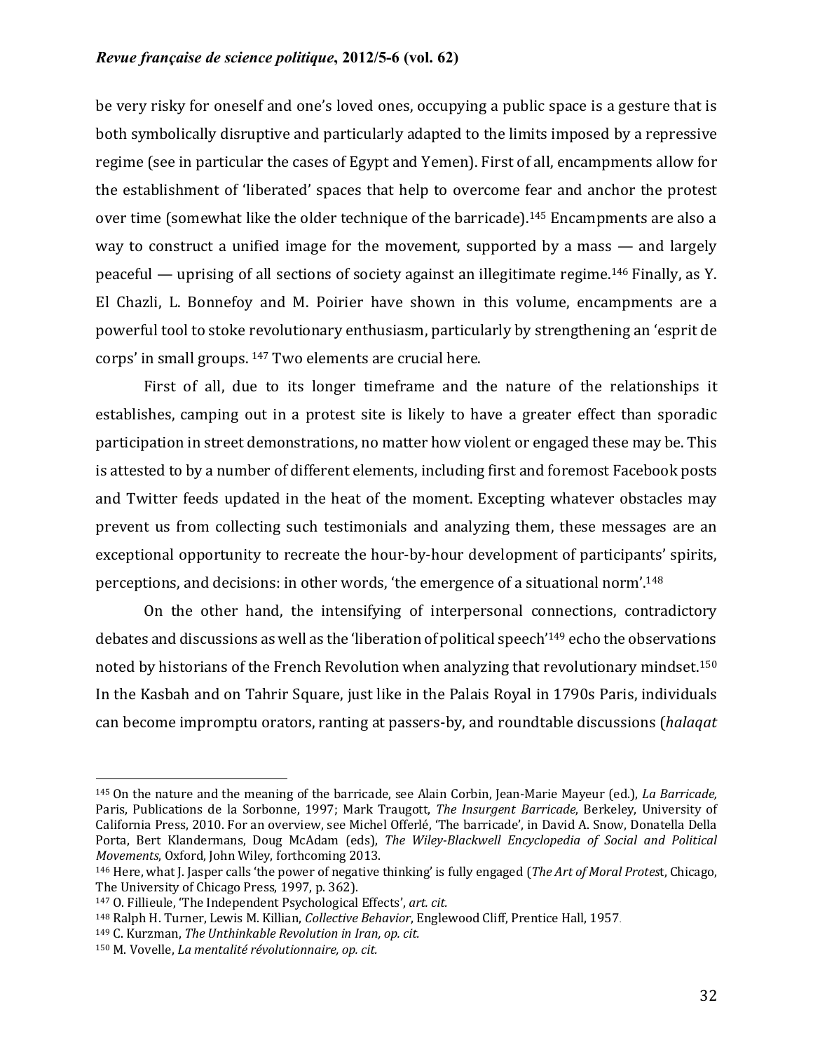be very risky for oneself and one's loved ones, occupying a public space is a gesture that is both symbolically disruptive and particularly adapted to the limits imposed by a repressive regime (see in particular the cases of Egypt and Yemen). First of all, encampments allow for the establishment of 'liberated' spaces that help to overcome fear and anchor the protest over time (somewhat like the older technique of the barricade).[145] Encampments are also a way to construct a unified image for the movement, supported by a mass — and largely peaceful — uprising of all sections of society against an illegitimate regime.[146] Finally, as Y. El Chazli, L. Bonnefoy and M. Poirier have shown in this volume, encampments are a powerful tool to stoke revolutionary enthusiasm, particularly by strengthening an 'esprit de corps' in small groups. [147] Two elements are crucial here.

First of all, due to its longer timeframe and the nature of the relationships it establishes, camping out in a protest site is likely to have a greater effect than sporadic participation in street demonstrations, no matter how violent or engaged these may be. This is attested to by a number of different elements, including first and foremost Facebook posts and Twitter feeds updated in the heat of the moment. Excepting whatever obstacles may prevent us from collecting such testimonials and analyzing them, these messages are an exceptional opportunity to recreate the hour-by-hour development of participants' spirits, perceptions, and decisions: in other words, 'the emergence of a situational norm'.[148]

On the other hand, the intensifying of interpersonal connections, contradictory debates and discussions as well as the 'liberation of political speech'[149] echo the observations noted by historians of the French Revolution when analyzing that revolutionary mindset.[150] In the Kasbah and on Tahrir Square, just like in the Palais Royal in 1790s Paris, individuals can become impromptu orators, ranting at passers-by, and roundtable discussions (*halaqat*

---

[145] On the nature and the meaning of the barricade, see Alain Corbin, Jean-Marie Mayeur (ed.), *La Barricade,* Paris, Publications de la Sorbonne, 1997; Mark Traugott, *The Insurgent Barricade*, Berkeley, University of California Press, 2010. For an overview, see Michel Offerlé, 'The barricade', in David A. Snow, Donatella Della Porta, Bert Klandermans, Doug McAdam (eds), *The Wiley-Blackwell Encyclopedia of Social and Political Movements*, Oxford, John Wiley, forthcoming 2013.

[146] Here, what J. Jasper calls 'the power of negative thinking' is fully engaged (*The Art of Moral Protest*, Chicago, The University of Chicago Press, 1997, p. 362).

[147] O. Fillieule, 'The Independent Psychological Effects', *art. cit.*

[148] Ralph H. Turner, Lewis M. Killian, *Collective Behavior*, Englewood Cliff, Prentice Hall, 1957.

[149] C. Kurzman, *The Unthinkable Revolution in Iran, op. cit.*

[150] M. Vovelle, *La mentalité révolutionnaire, op. cit.*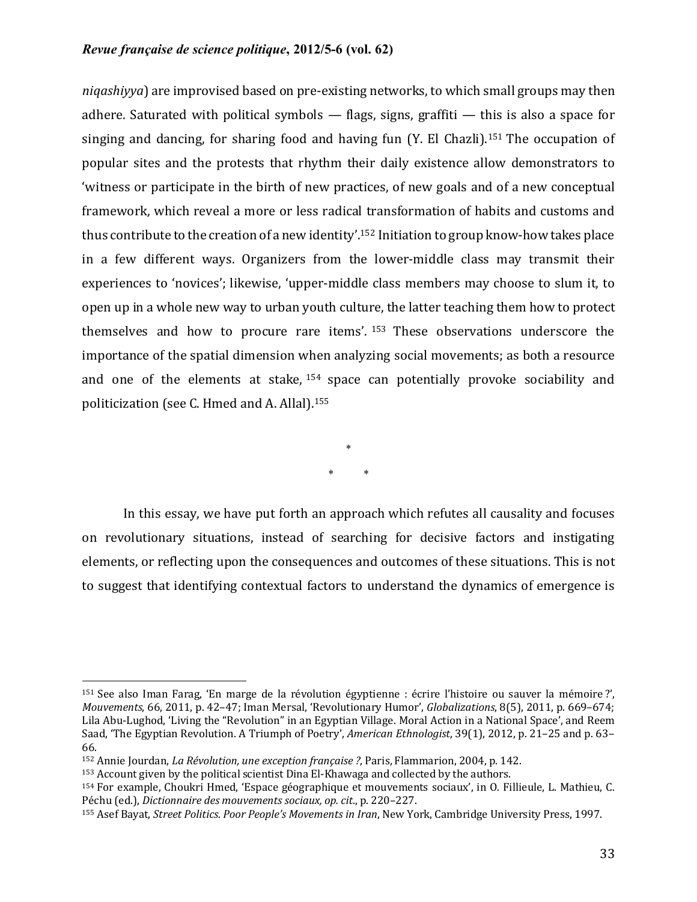*niqashiyya*) are improvised based on pre-existing networks, to which small groups may then adhere. Saturated with political symbols — flags, signs, graffiti — this is also a space for singing and dancing, for sharing food and having fun (Y. El Chazli).[151] The occupation of popular sites and the protests that rhythm their daily existence allow demonstrators to 'witness or participate in the birth of new practices, of new goals and of a new conceptual framework, which reveal a more or less radical transformation of habits and customs and thus contribute to the creation of a new identity'.[152] Initiation to group know-how takes place in a few different ways. Organizers from the lower-middle class may transmit their experiences to 'novices'; likewise, 'upper-middle class members may choose to slum it, to open up in a whole new way to urban youth culture, the latter teaching them how to protect themselves and how to procure rare items'.[153] These observations underscore the importance of the spatial dimension when analyzing social movements; as both a resource and one of the elements at stake,[154] space can potentially provoke sociability and politicization (see C. Hmed and A. Allal).[155]

\*

\* \*

In this essay, we have put forth an approach which refutes all causality and focuses on revolutionary situations, instead of searching for decisive factors and instigating elements, or reflecting upon the consequences and outcomes of these situations. This is not to suggest that identifying contextual factors to understand the dynamics of emergence is

---

[151] See also Iman Farag, 'En marge de la révolution égyptienne : écrire l'histoire ou sauver la mémoire ?', *Mouvements*, 66, 2011, p. 42–47; Iman Mersal, 'Revolutionary Humor', *Globalizations*, 8(5), 2011, p. 669–674; Lila Abu-Lughod, 'Living the "Revolution" in an Egyptian Village. Moral Action in a National Space', and Reem Saad, 'The Egyptian Revolution. A Triumph of Poetry', *American Ethnologist*, 39(1), 2012, p. 21–25 and p. 63–66.

[152] Annie Jourdan, *La Révolution, une exception française ?*, Paris, Flammarion, 2004, p. 142.

[153] Account given by the political scientist Dina El-Khawaga and collected by the authors.

[154] For example, Choukri Hmed, 'Espace géographique et mouvements sociaux', in O. Fillieule, L. Mathieu, C. Péchu (ed.), *Dictionnaire des mouvements sociaux, op. cit.*, p. 220–227.

[155] Asef Bayat, *Street Politics. Poor People's Movements in Iran*, New York, Cambridge University Press, 1997.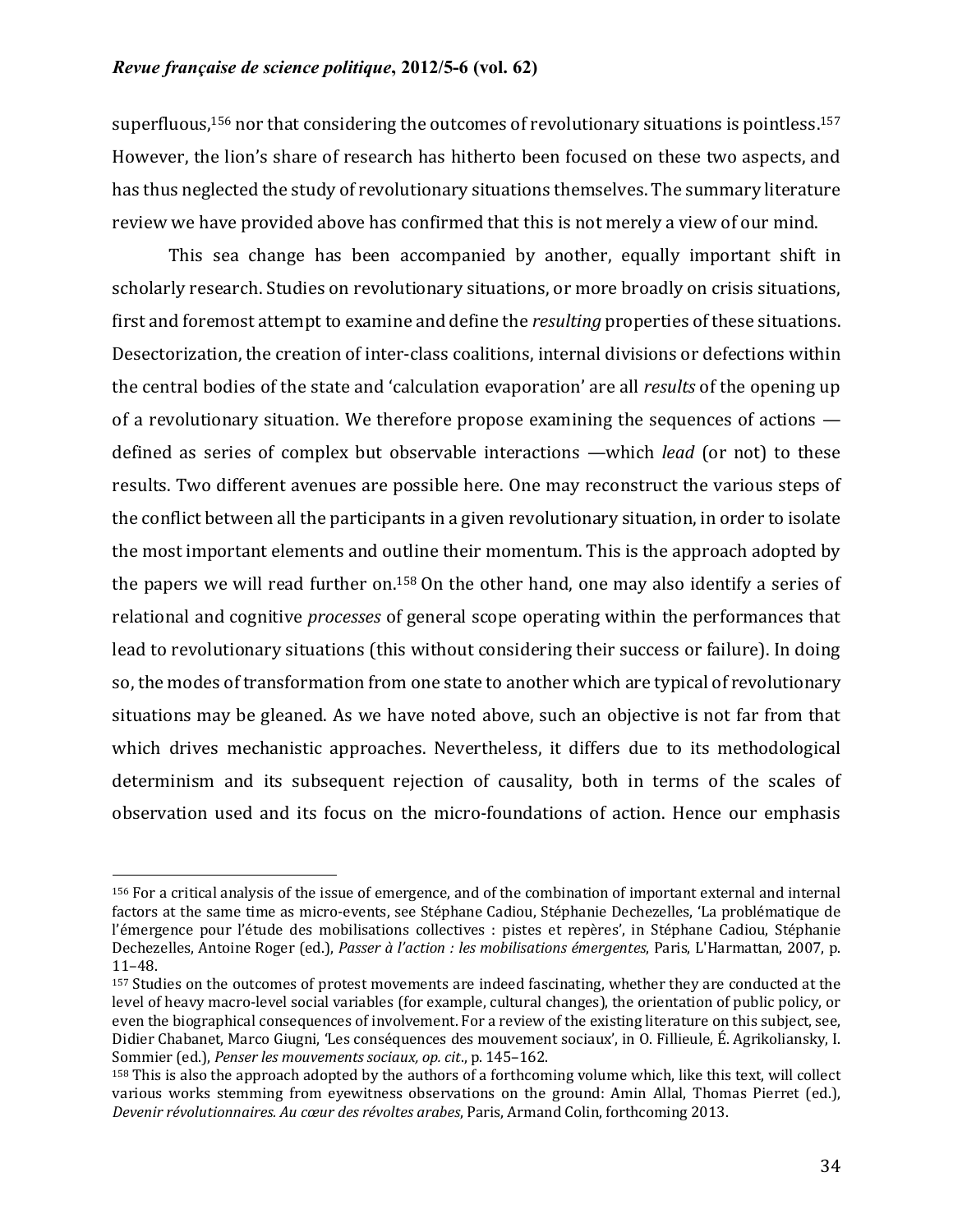superfluous,[156] nor that considering the outcomes of revolutionary situations is pointless.[157] However, the lion's share of research has hitherto been focused on these two aspects, and has thus neglected the study of revolutionary situations themselves. The summary literature review we have provided above has confirmed that this is not merely a view of our mind.

This sea change has been accompanied by another, equally important shift in scholarly research. Studies on revolutionary situations, or more broadly on crisis situations, first and foremost attempt to examine and define the *resulting* properties of these situations. Desectorization, the creation of inter-class coalitions, internal divisions or defections within the central bodies of the state and 'calculation evaporation' are all *results* of the opening up of a revolutionary situation. We therefore propose examining the sequences of actions — defined as series of complex but observable interactions —which *lead* (or not) to these results. Two different avenues are possible here. One may reconstruct the various steps of the conflict between all the participants in a given revolutionary situation, in order to isolate the most important elements and outline their momentum. This is the approach adopted by the papers we will read further on.[158] On the other hand, one may also identify a series of relational and cognitive *processes* of general scope operating within the performances that lead to revolutionary situations (this without considering their success or failure). In doing so, the modes of transformation from one state to another which are typical of revolutionary situations may be gleaned. As we have noted above, such an objective is not far from that which drives mechanistic approaches. Nevertheless, it differs due to its methodological determinism and its subsequent rejection of causality, both in terms of the scales of observation used and its focus on the micro-foundations of action. Hence our emphasis

---

[156] For a critical analysis of the issue of emergence, and of the combination of important external and internal factors at the same time as micro-events, see Stéphane Cadiou, Stéphanie Dechezelles, 'La problématique de l'émergence pour l'étude des mobilisations collectives : pistes et repères', in Stéphane Cadiou, Stéphanie Dechezelles, Antoine Roger (ed.), *Passer à l'action : les mobilisations émergentes*, Paris, L'Harmattan, 2007, p. 11–48.

[157] Studies on the outcomes of protest movements are indeed fascinating, whether they are conducted at the level of heavy macro-level social variables (for example, cultural changes), the orientation of public policy, or even the biographical consequences of involvement. For a review of the existing literature on this subject, see, Didier Chabanet, Marco Giugni, 'Les conséquences des mouvement sociaux', in O. Fillieule, É. Agrikoliansky, I. Sommier (ed.), *Penser les mouvements sociaux, op. cit.*, p. 145–162.

[158] This is also the approach adopted by the authors of a forthcoming volume which, like this text, will collect various works stemming from eyewitness observations on the ground: Amin Allal, Thomas Pierret (ed.), *Devenir révolutionnaires. Au cœur des révoltes arabes*, Paris, Armand Colin, forthcoming 2013.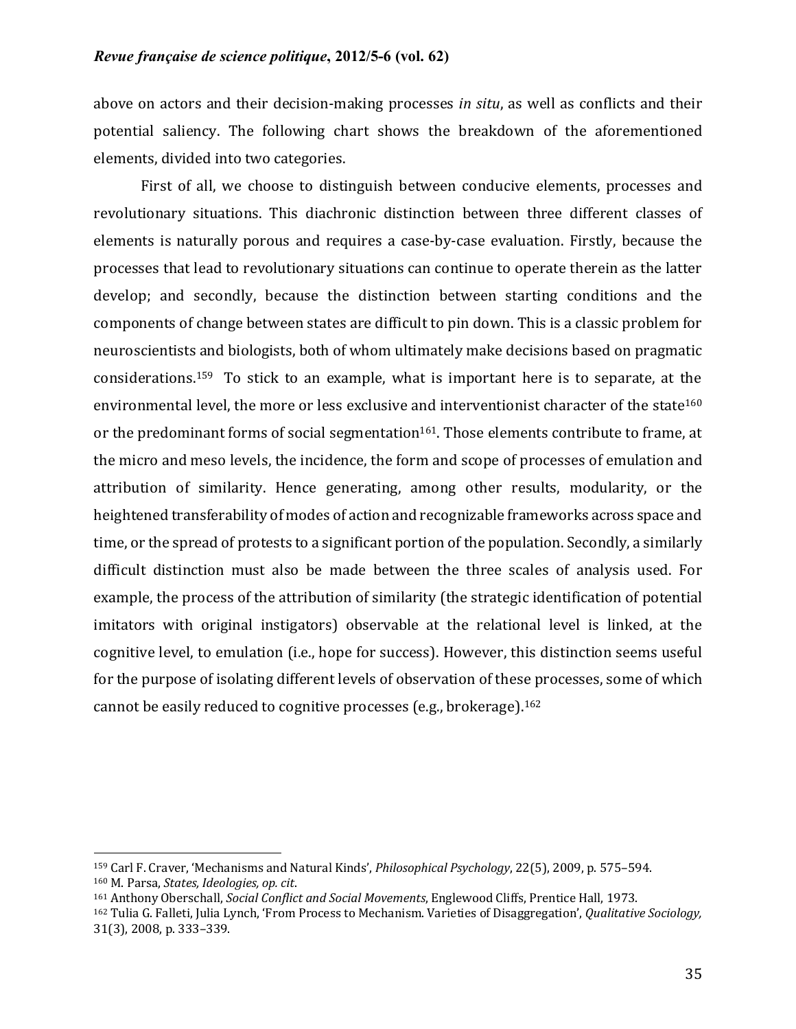above on actors and their decision-making processes *in situ*, as well as conflicts and their potential saliency. The following chart shows the breakdown of the aforementioned elements, divided into two categories.

First of all, we choose to distinguish between conducive elements, processes and revolutionary situations. This diachronic distinction between three different classes of elements is naturally porous and requires a case-by-case evaluation. Firstly, because the processes that lead to revolutionary situations can continue to operate therein as the latter develop; and secondly, because the distinction between starting conditions and the components of change between states are difficult to pin down. This is a classic problem for neuroscientists and biologists, both of whom ultimately make decisions based on pragmatic considerations.[159] To stick to an example, what is important here is to separate, at the environmental level, the more or less exclusive and interventionist character of the state[160] or the predominant forms of social segmentation[161]. Those elements contribute to frame, at the micro and meso levels, the incidence, the form and scope of processes of emulation and attribution of similarity. Hence generating, among other results, modularity, or the heightened transferability of modes of action and recognizable frameworks across space and time, or the spread of protests to a significant portion of the population. Secondly, a similarly difficult distinction must also be made between the three scales of analysis used. For example, the process of the attribution of similarity (the strategic identification of potential imitators with original instigators) observable at the relational level is linked, at the cognitive level, to emulation (i.e., hope for success). However, this distinction seems useful for the purpose of isolating different levels of observation of these processes, some of which cannot be easily reduced to cognitive processes (e.g., brokerage).[162]

---

[159] Carl F. Craver, 'Mechanisms and Natural Kinds', *Philosophical Psychology*, 22(5), 2009, p. 575–594.

[160] M. Parsa, *States, Ideologies, op. cit*.

[161] Anthony Oberschall, *Social Conflict and Social Movements*, Englewood Cliffs, Prentice Hall, 1973.

[162] Tulia G. Falleti, Julia Lynch, 'From Process to Mechanism. Varieties of Disaggregation', *Qualitative Sociology,* 31(3), 2008, p. 333–339.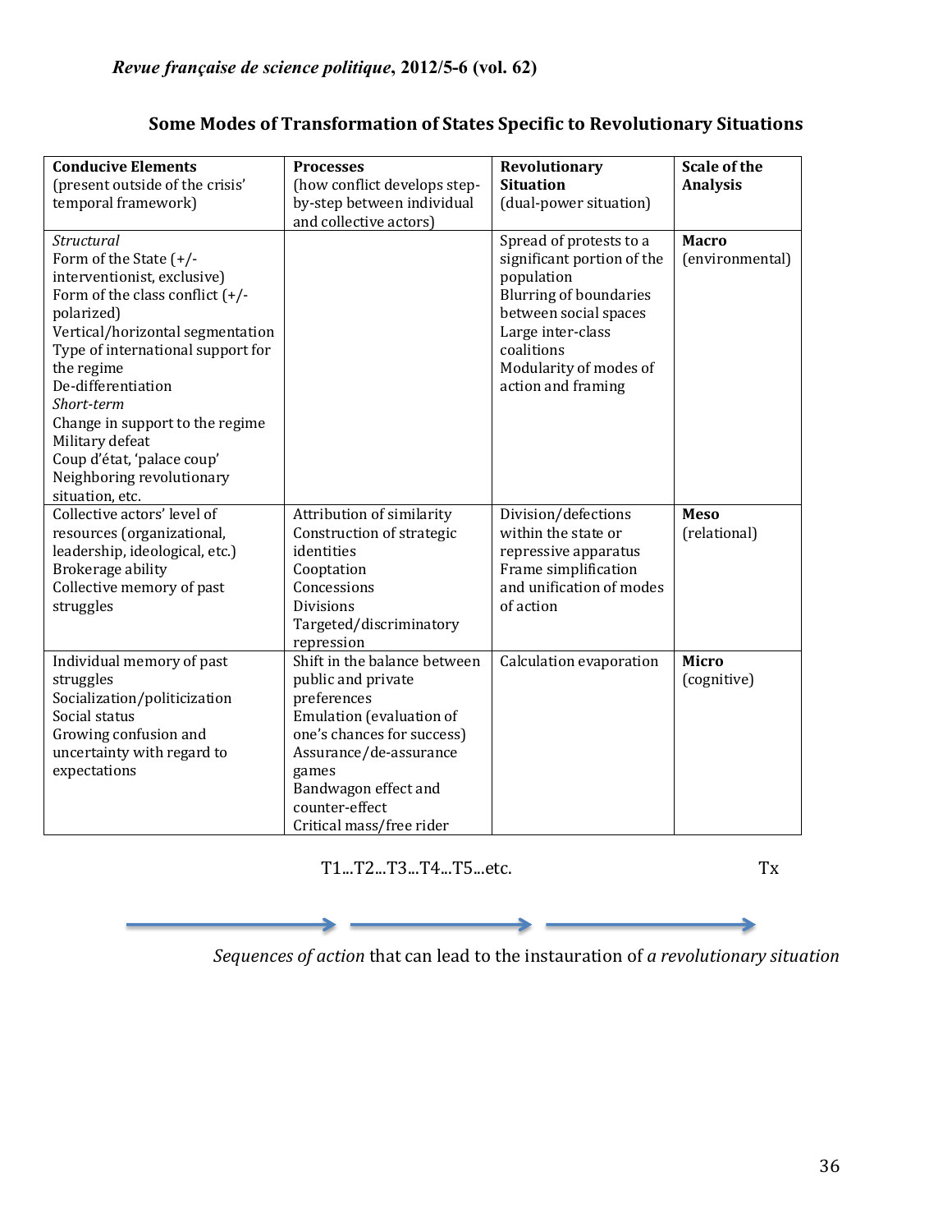## Some Modes of Transformation of States Specific to Revolutionary Situations

| **Conducive Elements** (present outside of the crisis' temporal framework) | **Processes** (how conflict develops step-by-step between individual and collective actors) | **Revolutionary Situation** (dual-power situation) | **Scale of the Analysis** |
|---|---|---|---|
| *Structural*<br>Form of the State (+/- interventionist, exclusive)<br>Form of the class conflict (+/- polarized)<br>Vertical/horizontal segmentation<br>Type of international support for the regime<br>De-differentiation<br>*Short-term*<br>Change in support to the regime<br>Military defeat<br>Coup d'état, 'palace coup'<br>Neighboring revolutionary situation, etc. | | Spread of protests to a significant portion of the population<br>Blurring of boundaries between social spaces<br>Large inter-class coalitions<br>Modularity of modes of action and framing | **Macro** (environmental) |
| Collective actors' level of resources (organizational, leadership, ideological, etc.)<br>Brokerage ability<br>Collective memory of past struggles | Attribution of similarity<br>Construction of strategic identities<br>Cooptation<br>Concessions<br>Divisions<br>Targeted/discriminatory repression | Division/defections within the state or repressive apparatus<br>Frame simplification and unification of modes of action | **Meso** (relational) |
| Individual memory of past struggles<br>Socialization/politicization<br>Social status<br>Growing confusion and uncertainty with regard to expectations | Shift in the balance between public and private preferences<br>Emulation (evaluation of one's chances for success)<br>Assurance/de-assurance games<br>Bandwagon effect and counter-effect<br>Critical mass/free rider | Calculation evaporation | **Micro** (cognitive) |

T1...T2...T3...T4...T5...etc. Tx

→ → →

*Sequences of action* that can lead to the instauration of *a revolutionary situation*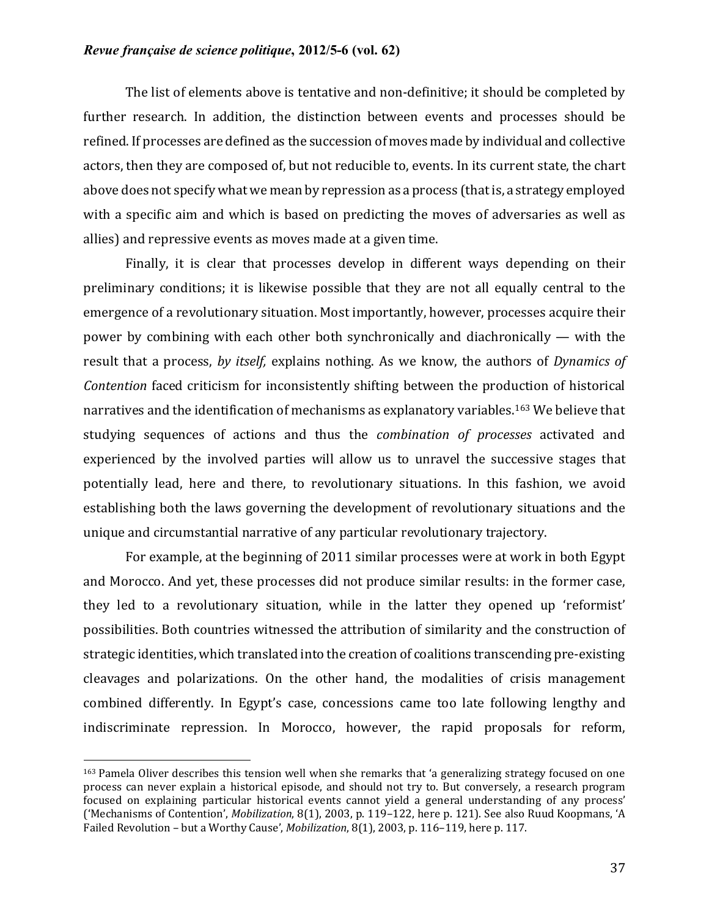The list of elements above is tentative and non-definitive; it should be completed by further research. In addition, the distinction between events and processes should be refined. If processes are defined as the succession of moves made by individual and collective actors, then they are composed of, but not reducible to, events. In its current state, the chart above does not specify what we mean by repression as a process (that is, a strategy employed with a specific aim and which is based on predicting the moves of adversaries as well as allies) and repressive events as moves made at a given time.

Finally, it is clear that processes develop in different ways depending on their preliminary conditions; it is likewise possible that they are not all equally central to the emergence of a revolutionary situation. Most importantly, however, processes acquire their power by combining with each other both synchronically and diachronically — with the result that a process, *by itself,* explains nothing. As we know, the authors of *Dynamics of Contention* faced criticism for inconsistently shifting between the production of historical narratives and the identification of mechanisms as explanatory variables.[163] We believe that studying sequences of actions and thus the *combination of processes* activated and experienced by the involved parties will allow us to unravel the successive stages that potentially lead, here and there, to revolutionary situations. In this fashion, we avoid establishing both the laws governing the development of revolutionary situations and the unique and circumstantial narrative of any particular revolutionary trajectory.

For example, at the beginning of 2011 similar processes were at work in both Egypt and Morocco. And yet, these processes did not produce similar results: in the former case, they led to a revolutionary situation, while in the latter they opened up 'reformist' possibilities. Both countries witnessed the attribution of similarity and the construction of strategic identities, which translated into the creation of coalitions transcending pre-existing cleavages and polarizations. On the other hand, the modalities of crisis management combined differently. In Egypt's case, concessions came too late following lengthy and indiscriminate repression. In Morocco, however, the rapid proposals for reform,

[163] Pamela Oliver describes this tension well when she remarks that 'a generalizing strategy focused on one process can never explain a historical episode, and should not try to. But conversely, a research program focused on explaining particular historical events cannot yield a general understanding of any process' ('Mechanisms of Contention', *Mobilization*, 8(1), 2003, p. 119–122, here p. 121). See also Ruud Koopmans, 'A Failed Revolution – but a Worthy Cause', *Mobilization*, 8(1), 2003, p. 116–119, here p. 117.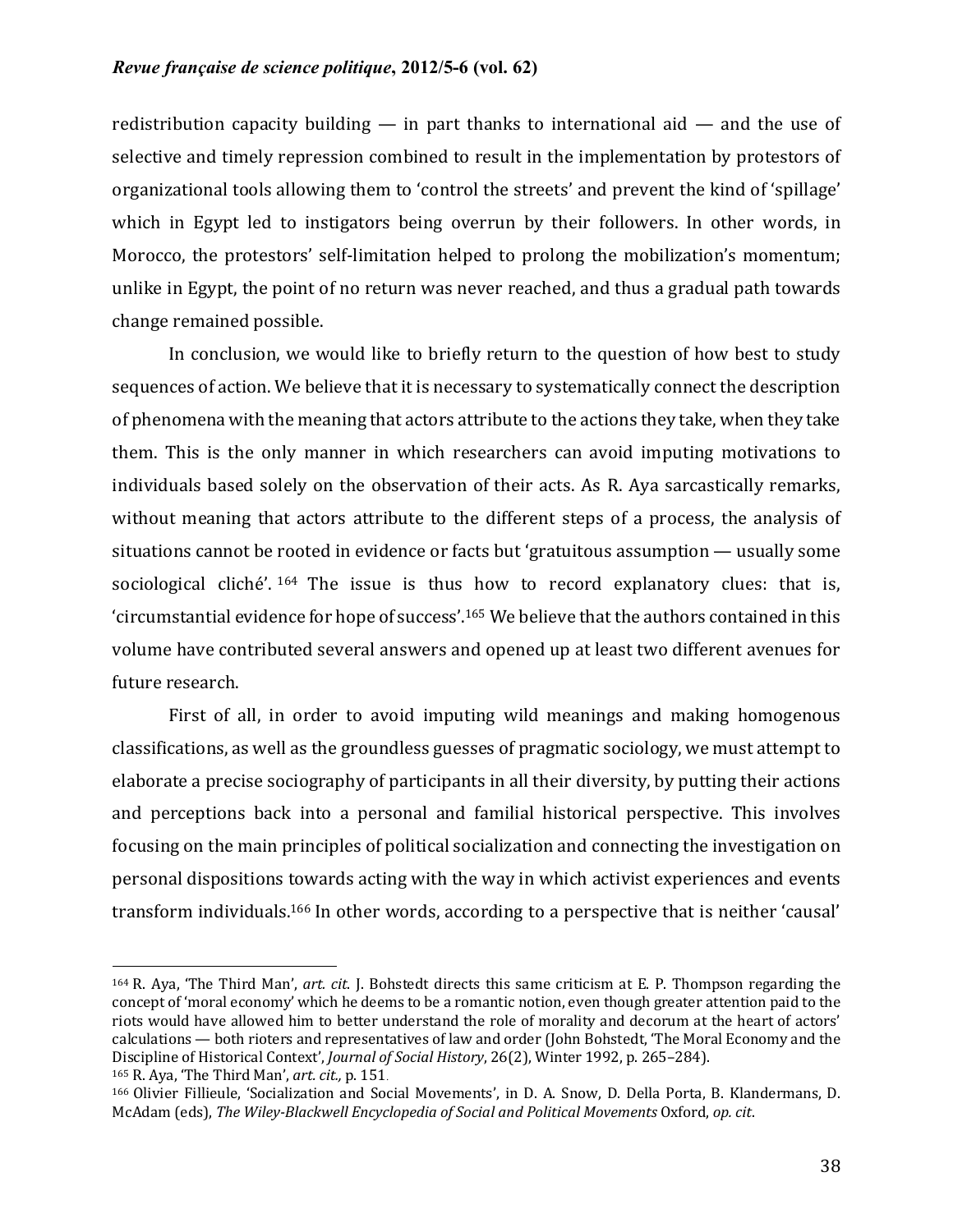redistribution capacity building — in part thanks to international aid — and the use of selective and timely repression combined to result in the implementation by protestors of organizational tools allowing them to 'control the streets' and prevent the kind of 'spillage' which in Egypt led to instigators being overrun by their followers. In other words, in Morocco, the protestors' self-limitation helped to prolong the mobilization's momentum; unlike in Egypt, the point of no return was never reached, and thus a gradual path towards change remained possible.

In conclusion, we would like to briefly return to the question of how best to study sequences of action. We believe that it is necessary to systematically connect the description of phenomena with the meaning that actors attribute to the actions they take, when they take them. This is the only manner in which researchers can avoid imputing motivations to individuals based solely on the observation of their acts. As R. Aya sarcastically remarks, without meaning that actors attribute to the different steps of a process, the analysis of situations cannot be rooted in evidence or facts but 'gratuitous assumption — usually some sociological cliché'.[164] The issue is thus how to record explanatory clues: that is, 'circumstantial evidence for hope of success'.[165] We believe that the authors contained in this volume have contributed several answers and opened up at least two different avenues for future research.

First of all, in order to avoid imputing wild meanings and making homogenous classifications, as well as the groundless guesses of pragmatic sociology, we must attempt to elaborate a precise sociography of participants in all their diversity, by putting their actions and perceptions back into a personal and familial historical perspective. This involves focusing on the main principles of political socialization and connecting the investigation on personal dispositions towards acting with the way in which activist experiences and events transform individuals.[166] In other words, according to a perspective that is neither 'causal'

---

[164] R. Aya, 'The Third Man', *art. cit*. J. Bohstedt directs this same criticism at E. P. Thompson regarding the concept of 'moral economy' which he deems to be a romantic notion, even though greater attention paid to the riots would have allowed him to better understand the role of morality and decorum at the heart of actors' calculations — both rioters and representatives of law and order (John Bohstedt, 'The Moral Economy and the Discipline of Historical Context', *Journal of Social History*, 26(2), Winter 1992, p. 265–284).

[165] R. Aya, 'The Third Man', *art. cit.,* p. 151.

[166] Olivier Fillieule, 'Socialization and Social Movements', in D. A. Snow, D. Della Porta, B. Klandermans, D. McAdam (eds), *The Wiley-Blackwell Encyclopedia of Social and Political Movements* Oxford, *op. cit*.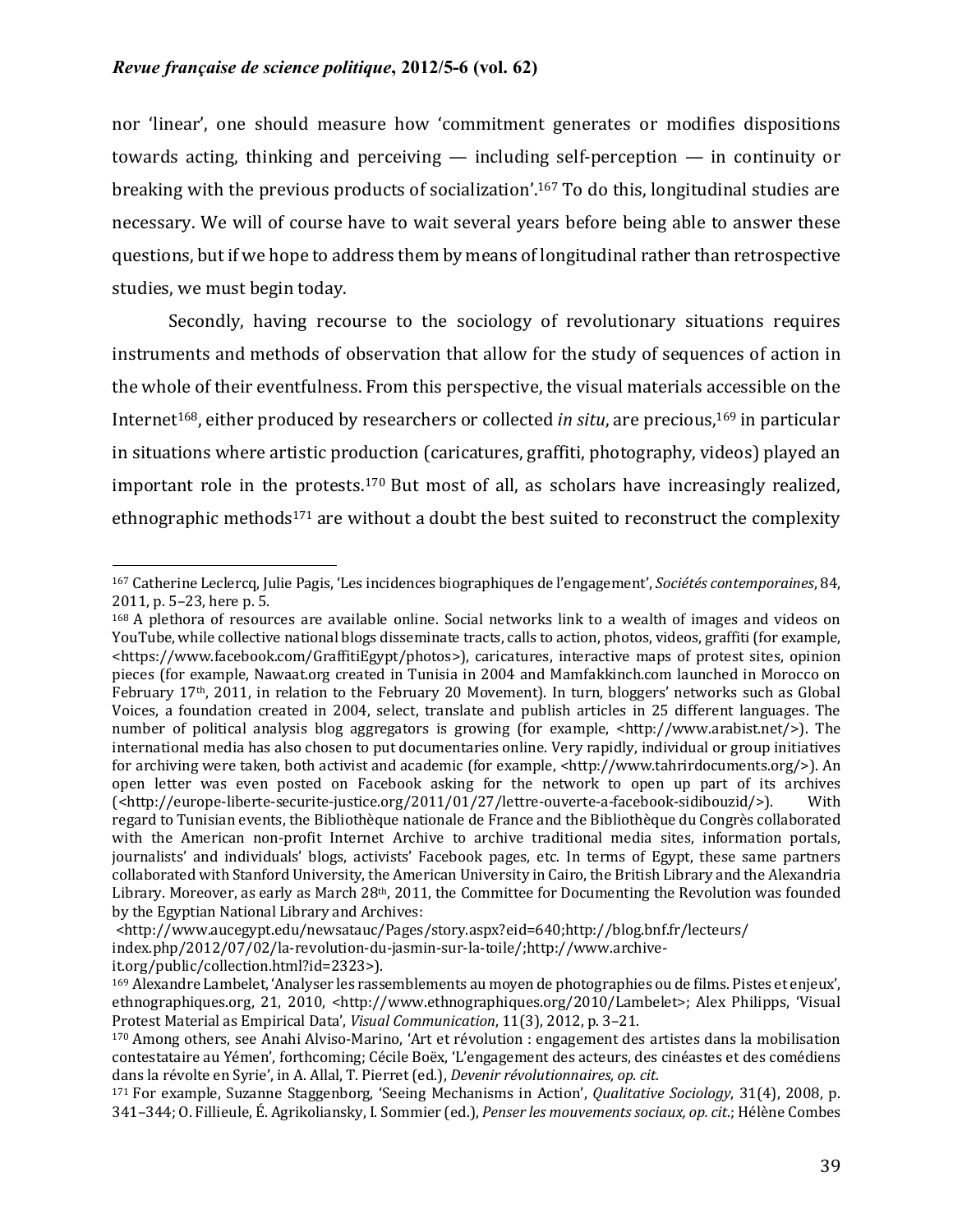nor 'linear', one should measure how 'commitment generates or modifies dispositions towards acting, thinking and perceiving — including self-perception — in continuity or breaking with the previous products of socialization'.[167] To do this, longitudinal studies are necessary. We will of course have to wait several years before being able to answer these questions, but if we hope to address them by means of longitudinal rather than retrospective studies, we must begin today.

Secondly, having recourse to the sociology of revolutionary situations requires instruments and methods of observation that allow for the study of sequences of action in the whole of their eventfulness. From this perspective, the visual materials accessible on the Internet[168], either produced by researchers or collected *in situ*, are precious,[169] in particular in situations where artistic production (caricatures, graffiti, photography, videos) played an important role in the protests.[170] But most of all, as scholars have increasingly realized, ethnographic methods[171] are without a doubt the best suited to reconstruct the complexity

---

[167] Catherine Leclercq, Julie Pagis, 'Les incidences biographiques de l'engagement', *Sociétés contemporaines*, 84, 2011, p. 5–23, here p. 5.

[168] A plethora of resources are available online. Social networks link to a wealth of images and videos on YouTube, while collective national blogs disseminate tracts, calls to action, photos, videos, graffiti (for example, <https://www.facebook.com/GraffitiEgypt/photos>), caricatures, interactive maps of protest sites, opinion pieces (for example, Nawaat.org created in Tunisia in 2004 and Mamfakkinch.com launched in Morocco on February 17th, 2011, in relation to the February 20 Movement). In turn, bloggers' networks such as Global Voices, a foundation created in 2004, select, translate and publish articles in 25 different languages. The number of political analysis blog aggregators is growing (for example, <http://www.arabist.net/>). The international media has also chosen to put documentaries online. Very rapidly, individual or group initiatives for archiving were taken, both activist and academic (for example, <http://www.tahrirdocuments.org/>). An open letter was even posted on Facebook asking for the network to open up part of its archives (<http://europe-liberte-securite-justice.org/2011/01/27/lettre-ouverte-a-facebook-sidibouzid/>). With regard to Tunisian events, the Bibliothèque nationale de France and the Bibliothèque du Congrès collaborated with the American non-profit Internet Archive to archive traditional media sites, information portals, journalists' and individuals' blogs, activists' Facebook pages, etc. In terms of Egypt, these same partners collaborated with Stanford University, the American University in Cairo, the British Library and the Alexandria Library. Moreover, as early as March 28th, 2011, the Committee for Documenting the Revolution was founded by the Egyptian National Library and Archives: <http://www.aucegypt.edu/newsatauc/Pages/story.aspx?eid=640;http://blog.bnf.fr/lecteurs/index.php/2012/07/02/la-revolution-du-jasmin-sur-la-toile/;http://www.archive-it.org/public/collection.html?id=2323>).

[169] Alexandre Lambelet, 'Analyser les rassemblements au moyen de photographies ou de films. Pistes et enjeux', ethnographiques.org, 21, 2010, <http://www.ethnographiques.org/2010/Lambelet>; Alex Philipps, 'Visual Protest Material as Empirical Data', *Visual Communication*, 11(3), 2012, p. 3–21.

[170] Among others, see Anahi Alviso-Marino, 'Art et révolution : engagement des artistes dans la mobilisation contestataire au Yémen', forthcoming; Cécile Boëx, 'L'engagement des acteurs, des cinéastes et des comédiens dans la révolte en Syrie', in A. Allal, T. Pierret (ed.), *Devenir révolutionnaires, op. cit.*

[171] For example, Suzanne Staggenborg, 'Seeing Mechanisms in Action', *Qualitative Sociology*, 31(4), 2008, p. 341–344; O. Fillieule, É. Agrikoliansky, I. Sommier (ed.), *Penser les mouvements sociaux, op. cit.*; Hélène Combes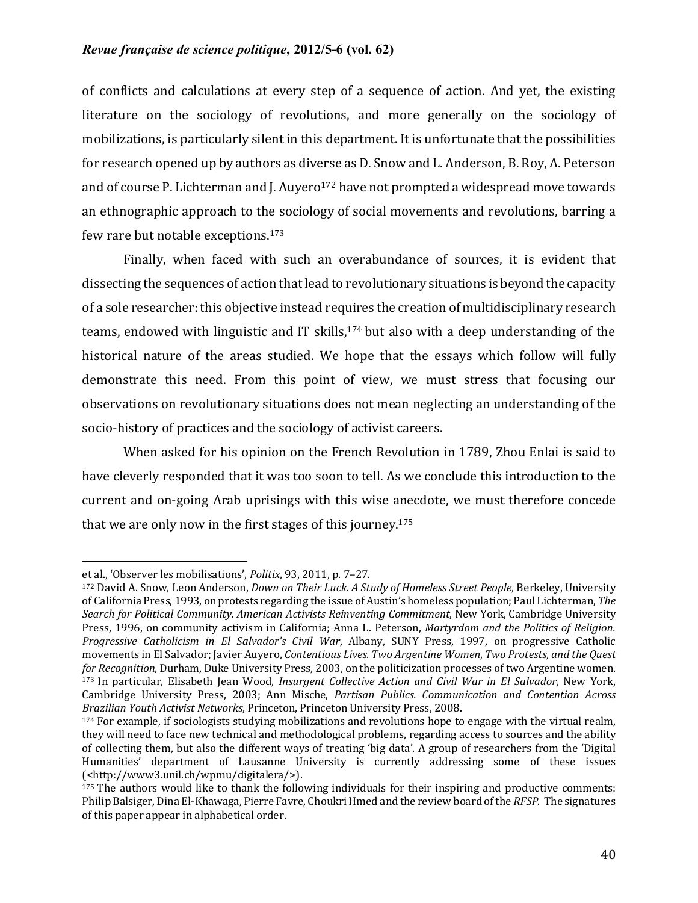of conflicts and calculations at every step of a sequence of action. And yet, the existing literature on the sociology of revolutions, and more generally on the sociology of mobilizations, is particularly silent in this department. It is unfortunate that the possibilities for research opened up by authors as diverse as D. Snow and L. Anderson, B. Roy, A. Peterson and of course P. Lichterman and J. Auyero[172] have not prompted a widespread move towards an ethnographic approach to the sociology of social movements and revolutions, barring a few rare but notable exceptions.[173]

Finally, when faced with such an overabundance of sources, it is evident that dissecting the sequences of action that lead to revolutionary situations is beyond the capacity of a sole researcher: this objective instead requires the creation of multidisciplinary research teams, endowed with linguistic and IT skills,[174] but also with a deep understanding of the historical nature of the areas studied. We hope that the essays which follow will fully demonstrate this need. From this point of view, we must stress that focusing our observations on revolutionary situations does not mean neglecting an understanding of the socio-history of practices and the sociology of activist careers.

When asked for his opinion on the French Revolution in 1789, Zhou Enlai is said to have cleverly responded that it was too soon to tell. As we conclude this introduction to the current and on-going Arab uprisings with this wise anecdote, we must therefore concede that we are only now in the first stages of this journey.[175]

---

et al., 'Observer les mobilisations', *Politix*, 93, 2011, p. 7–27.

[172] David A. Snow, Leon Anderson, *Down on Their Luck. A Study of Homeless Street People*, Berkeley, University of California Press, 1993, on protests regarding the issue of Austin's homeless population; Paul Lichterman, *The Search for Political Community. American Activists Reinventing Commitment*, New York, Cambridge University Press, 1996, on community activism in California; Anna L. Peterson, *Martyrdom and the Politics of Religion. Progressive Catholicism in El Salvador's Civil War*, Albany, SUNY Press, 1997, on progressive Catholic movements in El Salvador; Javier Auyero, *Contentious Lives. Two Argentine Women, Two Protests, and the Quest for Recognition*, Durham, Duke University Press, 2003, on the politicization processes of two Argentine women.

[173] In particular, Elisabeth Jean Wood, *Insurgent Collective Action and Civil War in El Salvador*, New York, Cambridge University Press, 2003; Ann Mische, *Partisan Publics. Communication and Contention Across Brazilian Youth Activist Networks*, Princeton, Princeton University Press, 2008.

[174] For example, if sociologists studying mobilizations and revolutions hope to engage with the virtual realm, they will need to face new technical and methodological problems, regarding access to sources and the ability of collecting them, but also the different ways of treating 'big data'. A group of researchers from the 'Digital Humanities' department of Lausanne University is currently addressing some of these issues (<http://www3.unil.ch/wpmu/digitalera/>).

[175] The authors would like to thank the following individuals for their inspiring and productive comments: Philip Balsiger, Dina El-Khawaga, Pierre Favre, Choukri Hmed and the review board of the *RFSP*. The signatures of this paper appear in alphabetical order.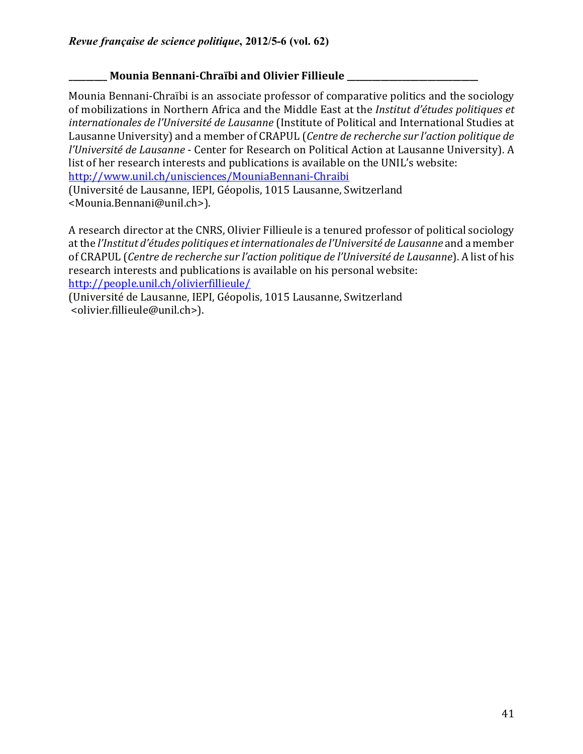## Mounia Bennani-Chraïbi and Olivier Fillieule

Mounia Bennani-Chraïbi is an associate professor of comparative politics and the sociology of mobilizations in Northern Africa and the Middle East at the *Institut d'études politiques et internationales de l'Université de Lausanne* (Institute of Political and International Studies at Lausanne University) and a member of CRAPUL (*Centre de recherche sur l'action politique de l'Université de Lausanne* - Center for Research on Political Action at Lausanne University). A list of her research interests and publications is available on the UNIL's website: http://www.unil.ch/unisciences/MouniaBennani-Chraibi
(Université de Lausanne, IEPI, Géopolis, 1015 Lausanne, Switzerland <Mounia.Bennani@unil.ch>).

A research director at the CNRS, Olivier Fillieule is a tenured professor of political sociology at the *l'Institut d'études politiques et internationales de l'Université de Lausanne* and a member of CRAPUL (*Centre de recherche sur l'action politique de l'Université de Lausanne*). A list of his research interests and publications is available on his personal website: http://people.unil.ch/olivierfillieule/
(Université de Lausanne, IEPI, Géopolis, 1015 Lausanne, Switzerland <olivier.fillieule@unil.ch>).